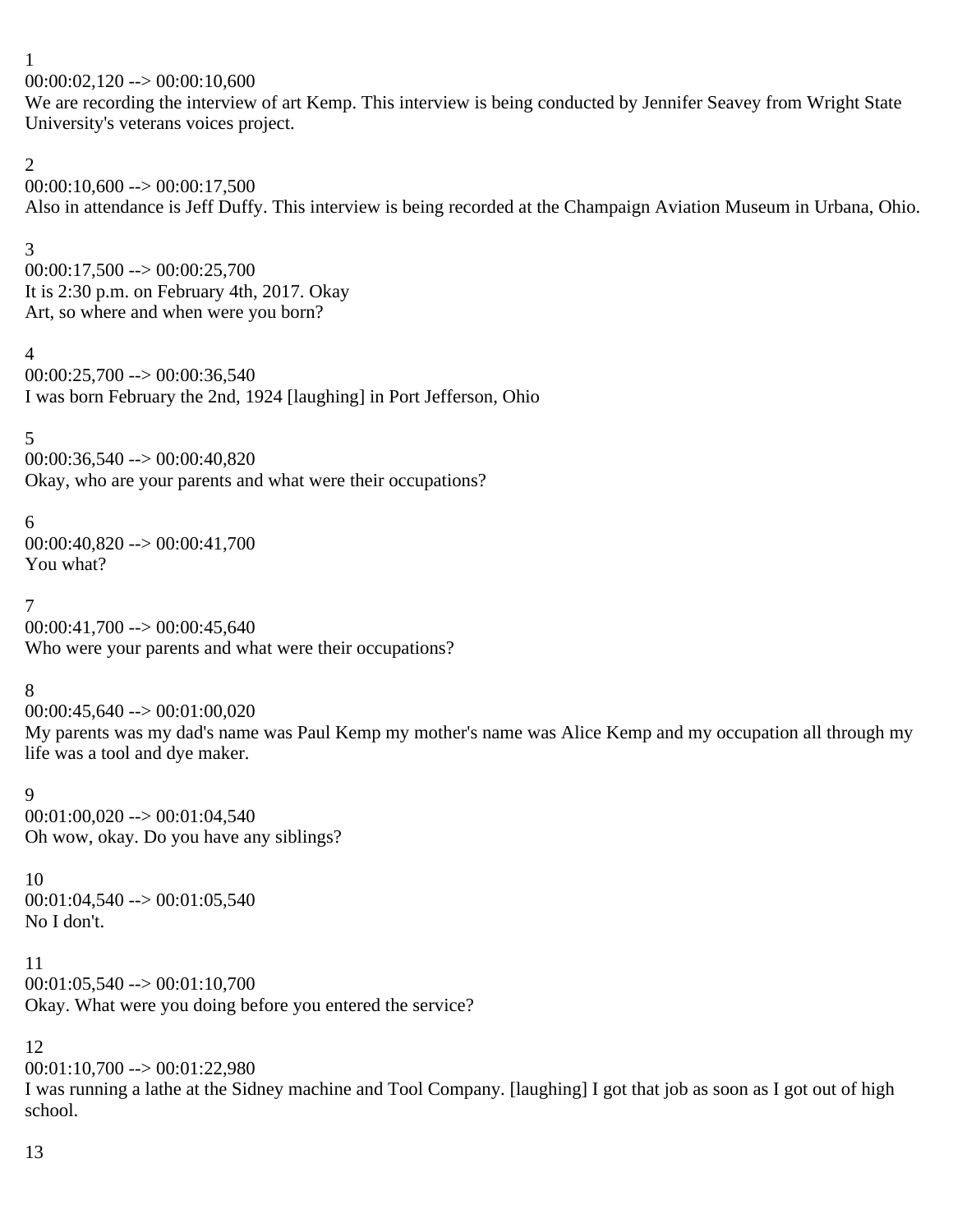1
00:00:02,120 --> 00:00:10,600
We are recording the interview of art Kemp. This interview is being conducted by Jennifer Seavey from Wright State University's veterans voices project.

2
00:00:10,600 --> 00:00:17,500
Also in attendance is Jeff Duffy. This interview is being recorded at the Champaign Aviation Museum in Urbana, Ohio.

3
00:00:17,500 --> 00:00:25,700
It is 2:30 p.m. on February 4th, 2017. Okay
Art, so where and when were you born?

4
00:00:25,700 --> 00:00:36,540
I was born February the 2nd, 1924 [laughing] in Port Jefferson, Ohio

5
00:00:36,540 --> 00:00:40,820
Okay, who are your parents and what were their occupations?

6
00:00:40,820 --> 00:00:41,700
You what?

7
00:00:41,700 --> 00:00:45,640
Who were your parents and what were their occupations?

8
00:00:45,640 --> 00:01:00,020
My parents was my dad's name was Paul Kemp my mother's name was Alice Kemp and my occupation all through my life was a tool and dye maker.

9
00:01:00,020 --> 00:01:04,540
Oh wow, okay. Do you have any siblings?

10
00:01:04,540 --> 00:01:05,540
No I don't.

11
00:01:05,540 --> 00:01:10,700
Okay. What were you doing before you entered the service?

12
00:01:10,700 --> 00:01:22,980
I was running a lathe at the Sidney machine and Tool Company. [laughing] I got that job as soon as I got out of high school.

13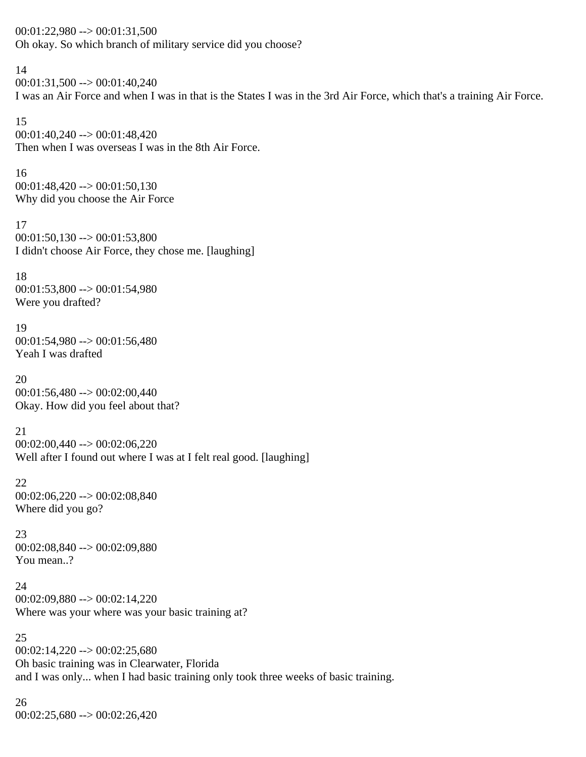00:01:22,980 --> 00:01:31,500
Oh okay. So which branch of military service did you choose?

14
00:01:31,500 --> 00:01:40,240
I was an Air Force and when I was in that is the States I was in the 3rd Air Force, which that's a training Air Force.

15
00:01:40,240 --> 00:01:48,420
Then when I was overseas I was in the 8th Air Force.

16
00:01:48,420 --> 00:01:50,130
Why did you choose the Air Force

17
00:01:50,130 --> 00:01:53,800
I didn't choose Air Force, they chose me. [laughing]

18
00:01:53,800 --> 00:01:54,980
Were you drafted?

19
00:01:54,980 --> 00:01:56,480
Yeah I was drafted

20
00:01:56,480 --> 00:02:00,440
Okay. How did you feel about that?

21
00:02:00,440 --> 00:02:06,220
Well after I found out where I was at I felt real good. [laughing]

22
00:02:06,220 --> 00:02:08,840
Where did you go?

23
00:02:08,840 --> 00:02:09,880
You mean..?

24
00:02:09,880 --> 00:02:14,220
Where was your where was your basic training at?

25
00:02:14,220 --> 00:02:25,680
Oh basic training was in Clearwater, Florida
and I was only... when I had basic training only took three weeks of basic training.

26
00:02:25,680 --> 00:02:26,420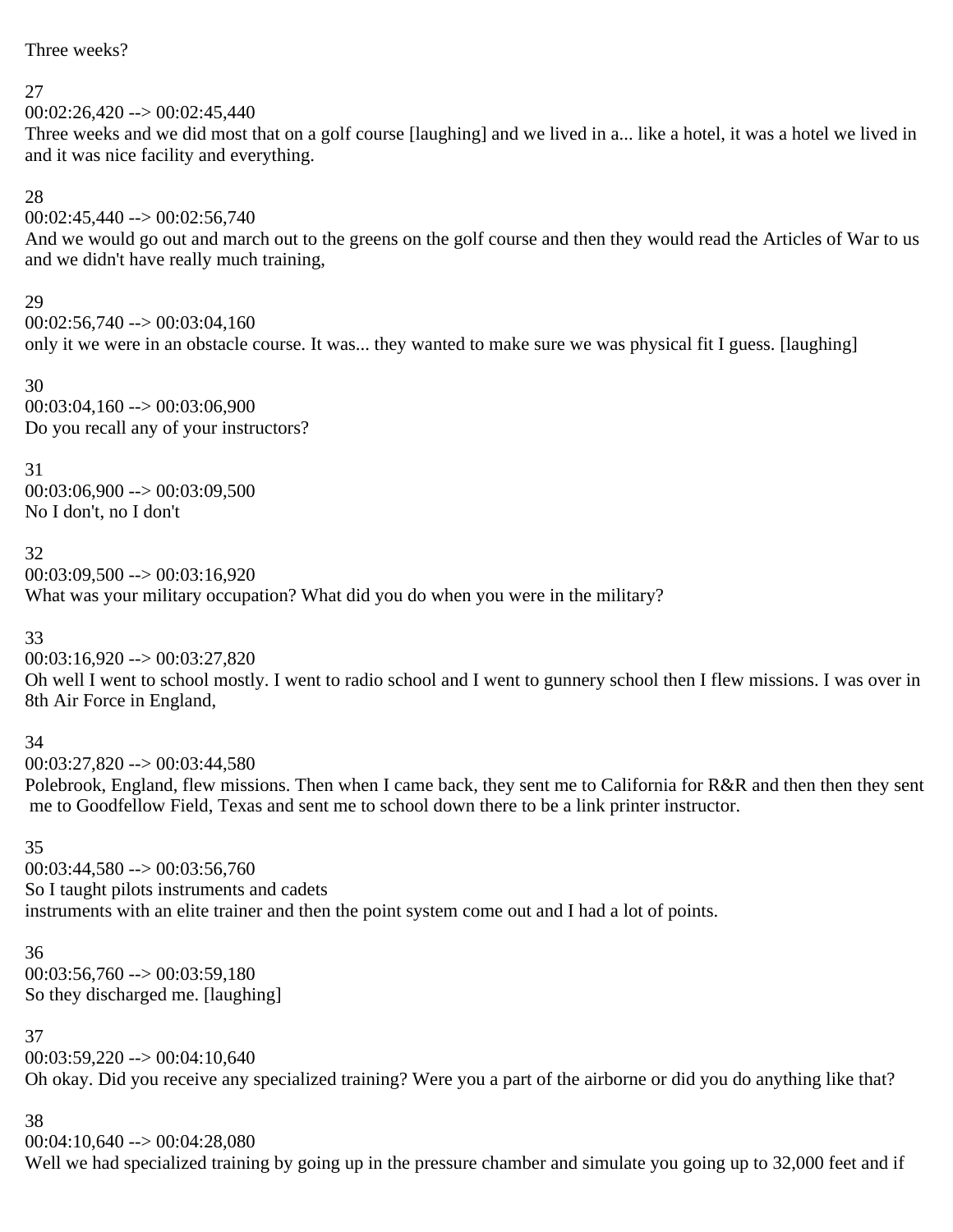Three weeks?

27
00:02:26,420 --> 00:02:45,440
Three weeks and we did most that on a golf course [laughing] and we lived in a... like a hotel, it was a hotel we lived in and it was nice facility and everything.

28
00:02:45,440 --> 00:02:56,740
And we would go out and march out to the greens on the golf course and then they would read the Articles of War to us and we didn't have really much training,

29
00:02:56,740 --> 00:03:04,160
only it we were in an obstacle course. It was... they wanted to make sure we was physical fit I guess. [laughing]

30
00:03:04,160 --> 00:03:06,900
Do you recall any of your instructors?

31
00:03:06,900 --> 00:03:09,500
No I don't, no I don't

32
00:03:09,500 --> 00:03:16,920
What was your military occupation? What did you do when you were in the military?

33
00:03:16,920 --> 00:03:27,820
Oh well I went to school mostly. I went to radio school and I went to gunnery school then I flew missions. I was over in 8th Air Force in England,

34
00:03:27,820 --> 00:03:44,580
Polebrook, England, flew missions. Then when I came back, they sent me to California for R&R and then then they sent me to Goodfellow Field, Texas and sent me to school down there to be a link printer instructor.

35
00:03:44,580 --> 00:03:56,760
So I taught pilots instruments and cadets
instruments with an elite trainer and then the point system come out and I had a lot of points.

36
00:03:56,760 --> 00:03:59,180
So they discharged me. [laughing]

37
00:03:59,220 --> 00:04:10,640
Oh okay. Did you receive any specialized training? Were you a part of the airborne or did you do anything like that?

38
00:04:10,640 --> 00:04:28,080
Well we had specialized training by going up in the pressure chamber and simulate you going up to 32,000 feet and if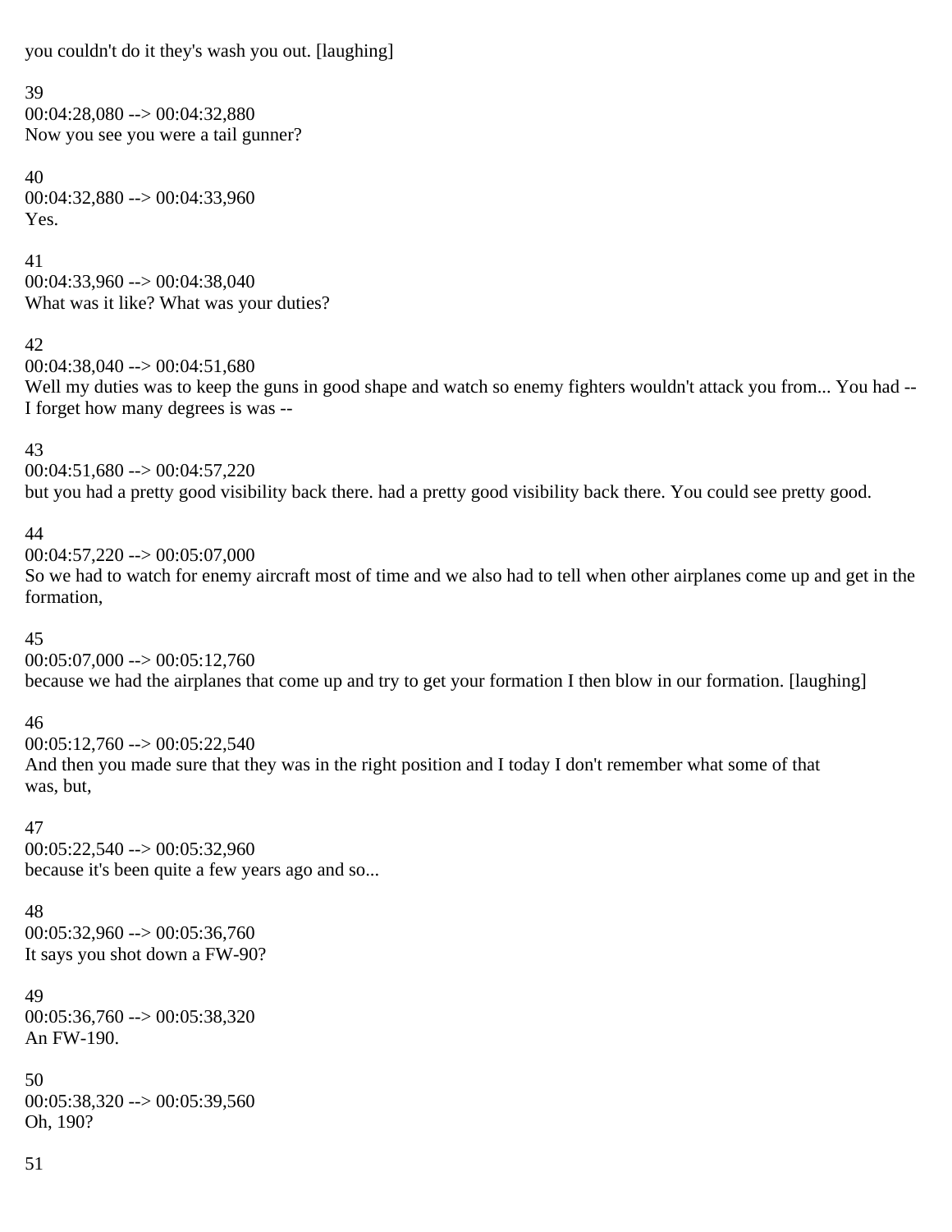you couldn't do it they's wash you out. [laughing]

39
00:04:28,080 --> 00:04:32,880
Now you see you were a tail gunner?

40
00:04:32,880 --> 00:04:33,960
Yes.

41
00:04:33,960 --> 00:04:38,040
What was it like? What was your duties?

42
00:04:38,040 --> 00:04:51,680
Well my duties was to keep the guns in good shape and watch so enemy fighters wouldn't attack you from... You had -- I forget how many degrees is was --

43
00:04:51,680 --> 00:04:57,220
but you had a pretty good visibility back there. had a pretty good visibility back there. You could see pretty good.

44
00:04:57,220 --> 00:05:07,000
So we had to watch for enemy aircraft most of time and we also had to tell when other airplanes come up and get in the formation,

45
00:05:07,000 --> 00:05:12,760
because we had the airplanes that come up and try to get your formation I then blow in our formation. [laughing]

46
00:05:12,760 --> 00:05:22,540
And then you made sure that they was in the right position and I today I don't remember what some of that was, but,

47
00:05:22,540 --> 00:05:32,960
because it's been quite a few years ago and so...

48
00:05:32,960 --> 00:05:36,760
It says you shot down a FW-90?

49
00:05:36,760 --> 00:05:38,320
An FW-190.

50
00:05:38,320 --> 00:05:39,560
Oh, 190?

51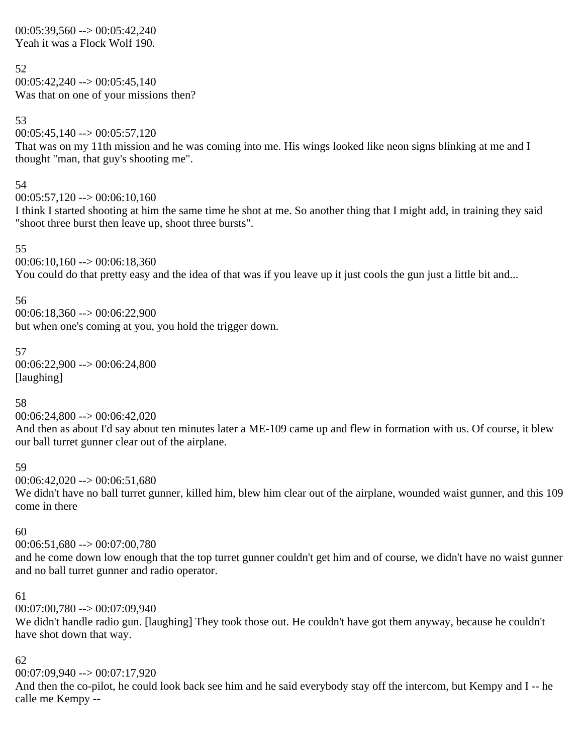00:05:39,560 --> 00:05:42,240
Yeah it was a Flock Wolf 190.

52
00:05:42,240 --> 00:05:45,140
Was that on one of your missions then?

53
00:05:45,140 --> 00:05:57,120
That was on my 11th mission and he was coming into me. His wings looked like neon signs blinking at me and I thought "man, that guy's shooting me".

54
00:05:57,120 --> 00:06:10,160
I think I started shooting at him the same time he shot at me. So another thing that I might add, in training they said "shoot three burst then leave up, shoot three bursts".

55
00:06:10,160 --> 00:06:18,360
You could do that pretty easy and the idea of that was if you leave up it just cools the gun just a little bit and...

56
00:06:18,360 --> 00:06:22,900
but when one's coming at you, you hold the trigger down.

57
00:06:22,900 --> 00:06:24,800
[laughing]

58
00:06:24,800 --> 00:06:42,020
And then as about I'd say about ten minutes later a ME-109 came up and flew in formation with us. Of course, it blew our ball turret gunner clear out of the airplane.

59
00:06:42,020 --> 00:06:51,680
We didn't have no ball turret gunner, killed him, blew him clear out of the airplane, wounded waist gunner, and this 109 come in there

60
00:06:51,680 --> 00:07:00,780
and he come down low enough that the top turret gunner couldn't get him and of course, we didn't have no waist gunner and no ball turret gunner and radio operator.

61
00:07:00,780 --> 00:07:09,940
We didn't handle radio gun. [laughing] They took those out. He couldn't have got them anyway, because he couldn't have shot down that way.

62
00:07:09,940 --> 00:07:17,920
And then the co-pilot, he could look back see him and he said everybody stay off the intercom, but Kempy and I -- he calle me Kempy --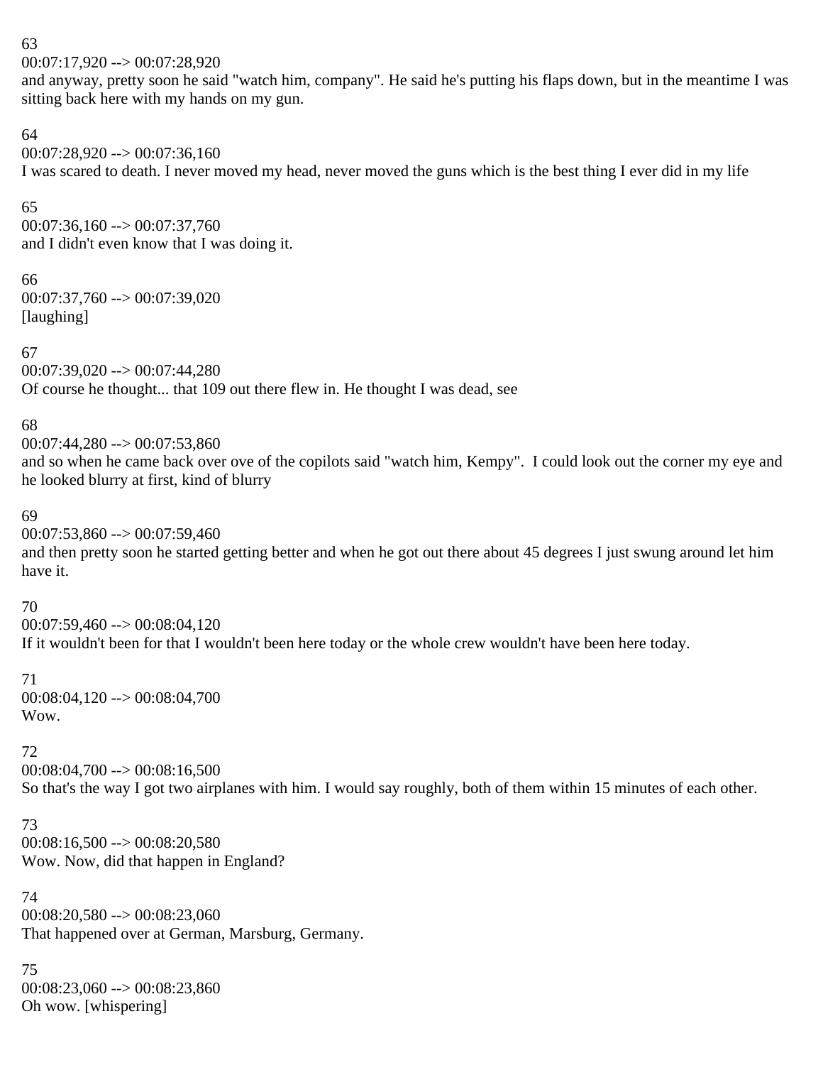63
00:07:17,920 --> 00:07:28,920
and anyway, pretty soon he said "watch him, company". He said he's putting his flaps down, but in the meantime I was sitting back here with my hands on my gun.

64
00:07:28,920 --> 00:07:36,160
I was scared to death. I never moved my head, never moved the guns which is the best thing I ever did in my life

65
00:07:36,160 --> 00:07:37,760
and I didn't even know that I was doing it.

66
00:07:37,760 --> 00:07:39,020
[laughing]

67
00:07:39,020 --> 00:07:44,280
Of course he thought... that 109 out there flew in. He thought I was dead, see

68
00:07:44,280 --> 00:07:53,860
and so when he came back over ove of the copilots said "watch him, Kempy". I could look out the corner my eye and he looked blurry at first, kind of blurry

69
00:07:53,860 --> 00:07:59,460
and then pretty soon he started getting better and when he got out there about 45 degrees I just swung around let him have it.

70
00:07:59,460 --> 00:08:04,120
If it wouldn't been for that I wouldn't been here today or the whole crew wouldn't have been here today.

71
00:08:04,120 --> 00:08:04,700
Wow.

72
00:08:04,700 --> 00:08:16,500
So that's the way I got two airplanes with him. I would say roughly, both of them within 15 minutes of each other.

73
00:08:16,500 --> 00:08:20,580
Wow. Now, did that happen in England?

74
00:08:20,580 --> 00:08:23,060
That happened over at German, Marsburg, Germany.

75
00:08:23,060 --> 00:08:23,860
Oh wow. [whispering]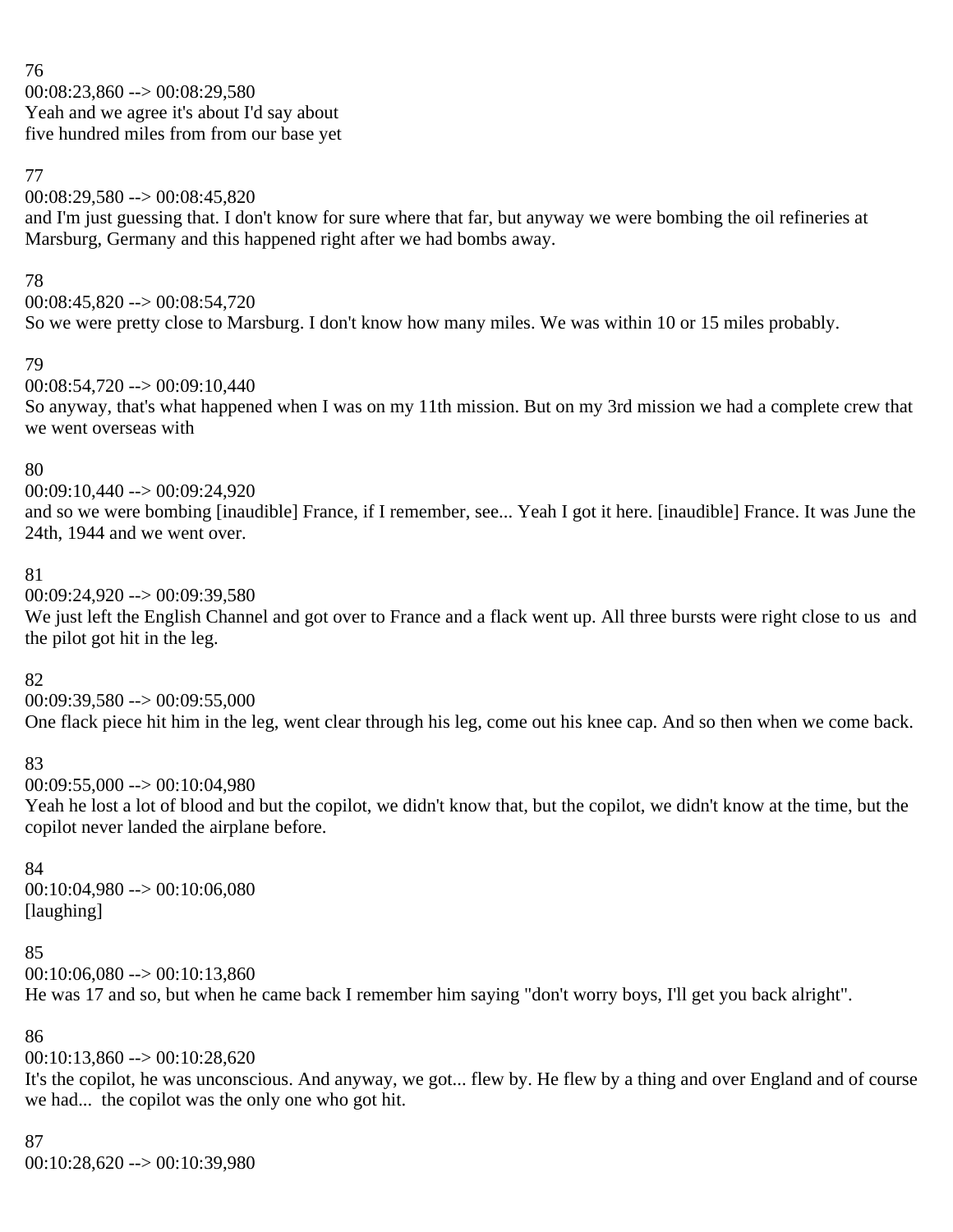76
00:08:23,860 --> 00:08:29,580
Yeah and we agree it's about I'd say about
five hundred miles from from our base yet

77
00:08:29,580 --> 00:08:45,820
and I'm just guessing that. I don't know for sure where that far, but anyway we were bombing the oil refineries at Marsburg, Germany and this happened right after we had bombs away.

78
00:08:45,820 --> 00:08:54,720
So we were pretty close to Marsburg. I don't know how many miles. We was within 10 or 15 miles probably.

79
00:08:54,720 --> 00:09:10,440
So anyway, that's what happened when I was on my 11th mission. But on my 3rd mission we had a complete crew that we went overseas with

80
00:09:10,440 --> 00:09:24,920
and so we were bombing [inaudible] France, if I remember, see... Yeah I got it here. [inaudible] France. It was June the 24th, 1944 and we went over.

81
00:09:24,920 --> 00:09:39,580
We just left the English Channel and got over to France and a flack went up. All three bursts were right close to us and the pilot got hit in the leg.

82
00:09:39,580 --> 00:09:55,000
One flack piece hit him in the leg, went clear through his leg, come out his knee cap. And so then when we come back.

83
00:09:55,000 --> 00:10:04,980
Yeah he lost a lot of blood and but the copilot, we didn't know that, but the copilot, we didn't know at the time, but the copilot never landed the airplane before.

84
00:10:04,980 --> 00:10:06,080
[laughing]

85
00:10:06,080 --> 00:10:13,860
He was 17 and so, but when he came back I remember him saying "don't worry boys, I'll get you back alright".

86
00:10:13,860 --> 00:10:28,620
It's the copilot, he was unconscious. And anyway, we got... flew by. He flew by a thing and over England and of course we had... the copilot was the only one who got hit.

87
00:10:28,620 --> 00:10:39,980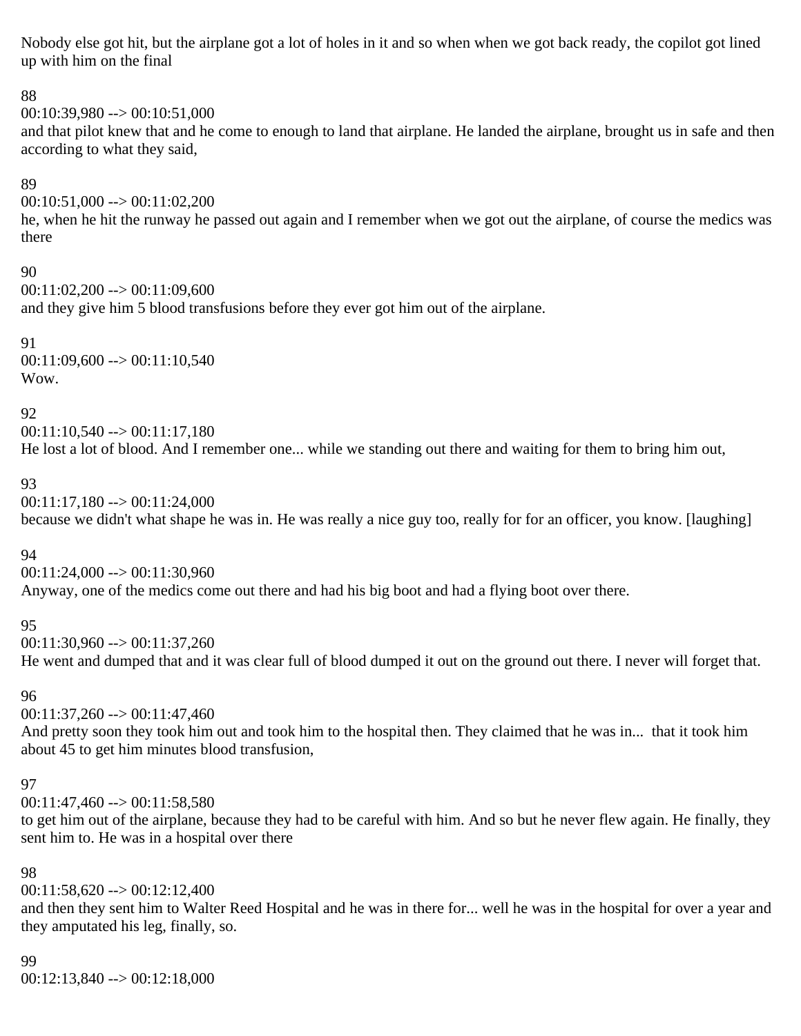Nobody else got hit, but the airplane got a lot of holes in it and so when when we got back ready, the copilot got lined up with him on the final

88
00:10:39,980 --> 00:10:51,000
and that pilot knew that and he come to enough to land that airplane. He landed the airplane, brought us in safe and then according to what they said,

89
00:10:51,000 --> 00:11:02,200
he, when he hit the runway he passed out again and I remember when we got out the airplane, of course the medics was there

90
00:11:02,200 --> 00:11:09,600
and they give him 5 blood transfusions before they ever got him out of the airplane.

91
00:11:09,600 --> 00:11:10,540
Wow.

92
00:11:10,540 --> 00:11:17,180
He lost a lot of blood. And I remember one... while we standing out there and waiting for them to bring him out,

93
00:11:17,180 --> 00:11:24,000
because we didn't what shape he was in. He was really a nice guy too, really for for an officer, you know. [laughing]

94
00:11:24,000 --> 00:11:30,960
Anyway, one of the medics come out there and had his big boot and had a flying boot over there.

95
00:11:30,960 --> 00:11:37,260
He went and dumped that and it was clear full of blood dumped it out on the ground out there. I never will forget that.

96
00:11:37,260 --> 00:11:47,460
And pretty soon they took him out and took him to the hospital then. They claimed that he was in... that it took him about 45 to get him minutes blood transfusion,

97
00:11:47,460 --> 00:11:58,580
to get him out of the airplane, because they had to be careful with him. And so but he never flew again. He finally, they sent him to. He was in a hospital over there

98
00:11:58,620 --> 00:12:12,400
and then they sent him to Walter Reed Hospital and he was in there for... well he was in the hospital for over a year and they amputated his leg, finally, so.

99
00:12:13,840 --> 00:12:18,000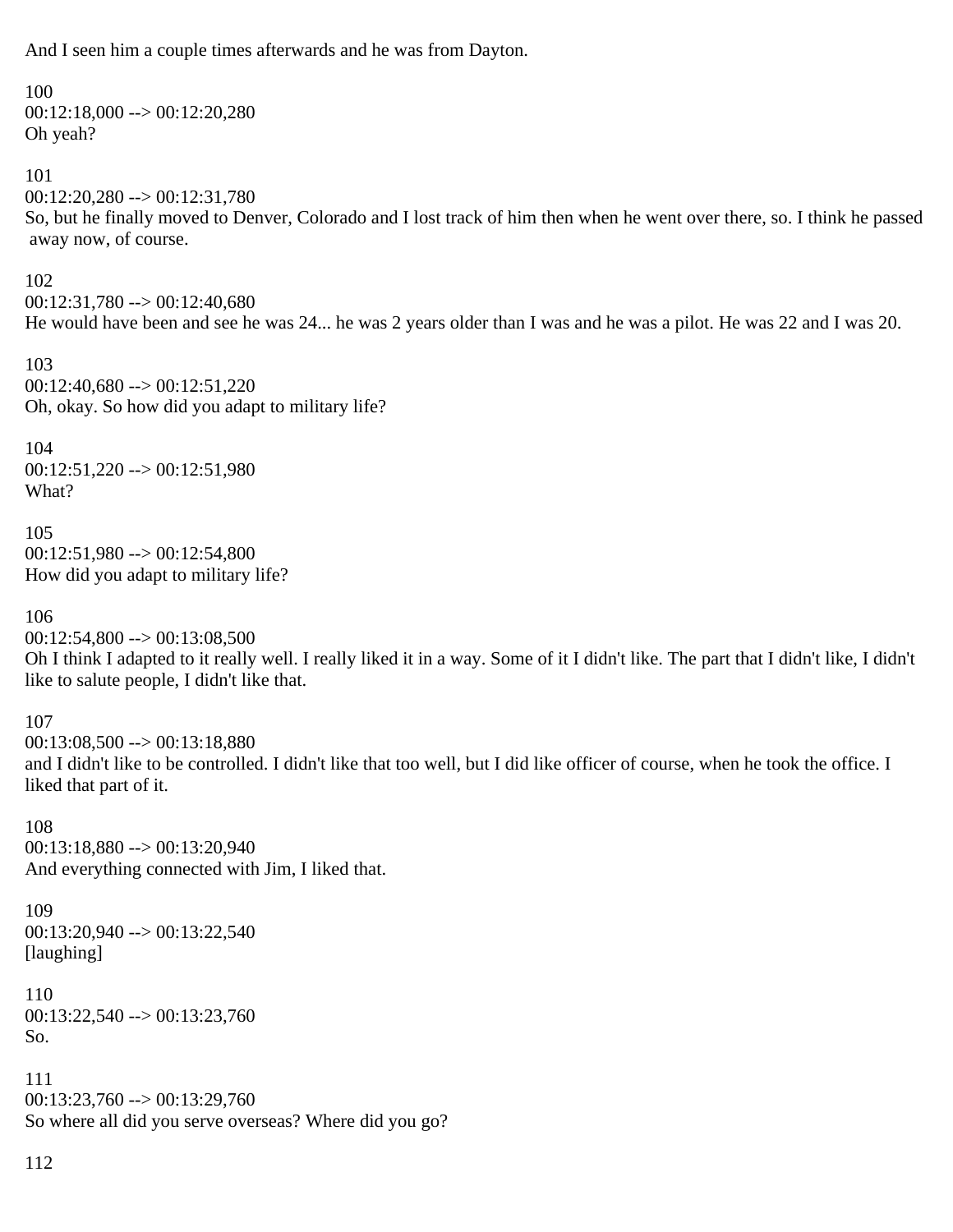And I seen him a couple times afterwards and he was from Dayton.

100
00:12:18,000 --> 00:12:20,280
Oh yeah?

101
00:12:20,280 --> 00:12:31,780
So, but he finally moved to Denver, Colorado and I lost track of him then when he went over there, so. I think he passed away now, of course.

102
00:12:31,780 --> 00:12:40,680
He would have been and see he was 24... he was 2 years older than I was and he was a pilot. He was 22 and I was 20.

103
00:12:40,680 --> 00:12:51,220
Oh, okay. So how did you adapt to military life?

104
00:12:51,220 --> 00:12:51,980
What?

105
00:12:51,980 --> 00:12:54,800
How did you adapt to military life?

106
00:12:54,800 --> 00:13:08,500
Oh I think I adapted to it really well. I really liked it in a way. Some of it I didn't like. The part that I didn't like, I didn't like to salute people, I didn't like that.

107
00:13:08,500 --> 00:13:18,880
and I didn't like to be controlled. I didn't like that too well, but I did like officer of course, when he took the office. I liked that part of it.

108
00:13:18,880 --> 00:13:20,940
And everything connected with Jim, I liked that.

109
00:13:20,940 --> 00:13:22,540
[laughing]

110
00:13:22,540 --> 00:13:23,760
So.

111
00:13:23,760 --> 00:13:29,760
So where all did you serve overseas? Where did you go?

112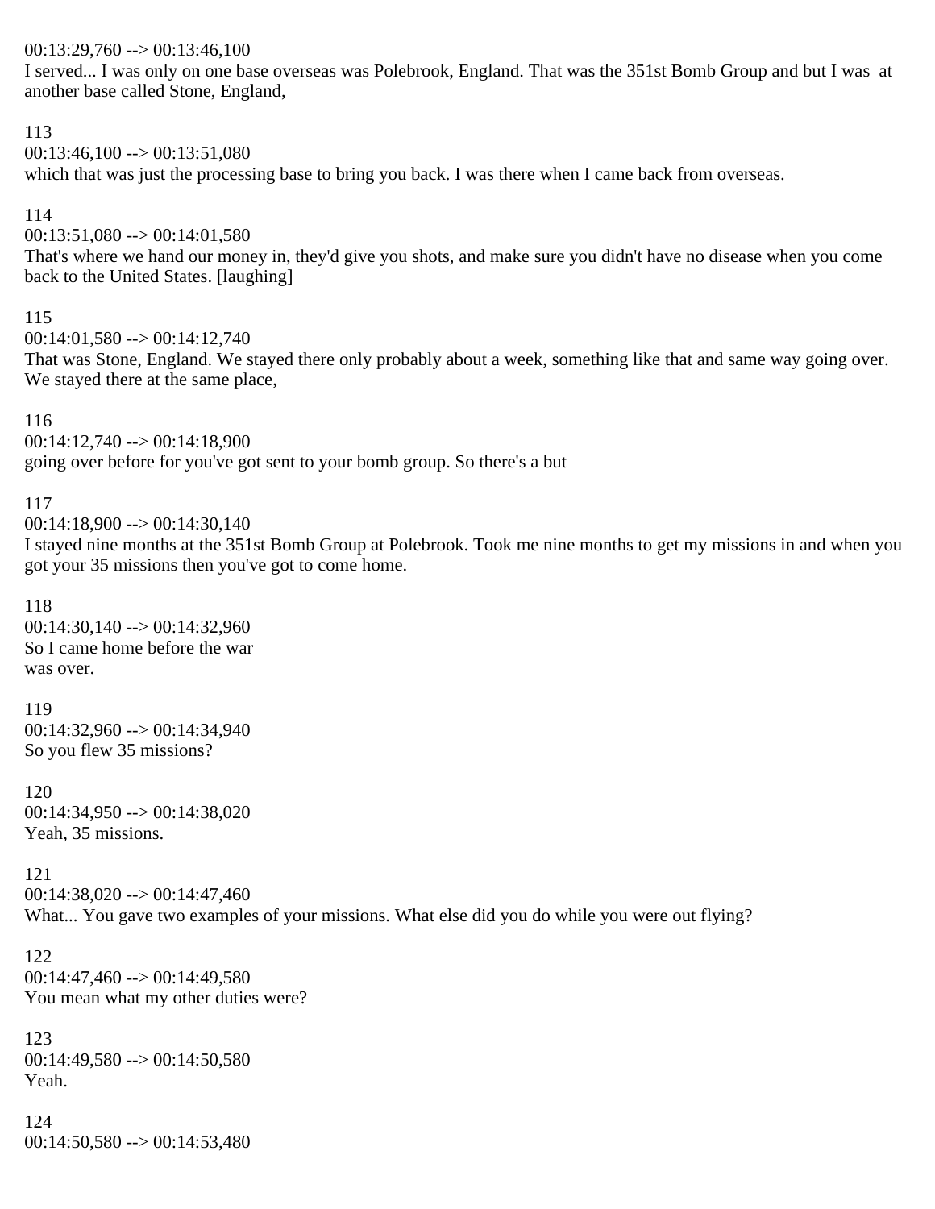00:13:29,760 --> 00:13:46,100
I served... I was only on one base overseas was Polebrook, England. That was the 351st Bomb Group and but I was at another base called Stone, England,

113
00:13:46,100 --> 00:13:51,080
which that was just the processing base to bring you back. I was there when I came back from overseas.

114
00:13:51,080 --> 00:14:01,580
That's where we hand our money in, they'd give you shots, and make sure you didn't have no disease when you come back to the United States. [laughing]

115
00:14:01,580 --> 00:14:12,740
That was Stone, England. We stayed there only probably about a week, something like that and same way going over. We stayed there at the same place,

116
00:14:12,740 --> 00:14:18,900
going over before for you've got sent to your bomb group. So there's a but

117
00:14:18,900 --> 00:14:30,140
I stayed nine months at the 351st Bomb Group at Polebrook. Took me nine months to get my missions in and when you got your 35 missions then you've got to come home.

118
00:14:30,140 --> 00:14:32,960
So I came home before the war
was over.

119
00:14:32,960 --> 00:14:34,940
So you flew 35 missions?

120
00:14:34,950 --> 00:14:38,020
Yeah, 35 missions.

121
00:14:38,020 --> 00:14:47,460
What... You gave two examples of your missions. What else did you do while you were out flying?

122
00:14:47,460 --> 00:14:49,580
You mean what my other duties were?

123
00:14:49,580 --> 00:14:50,580
Yeah.

124
00:14:50,580 --> 00:14:53,480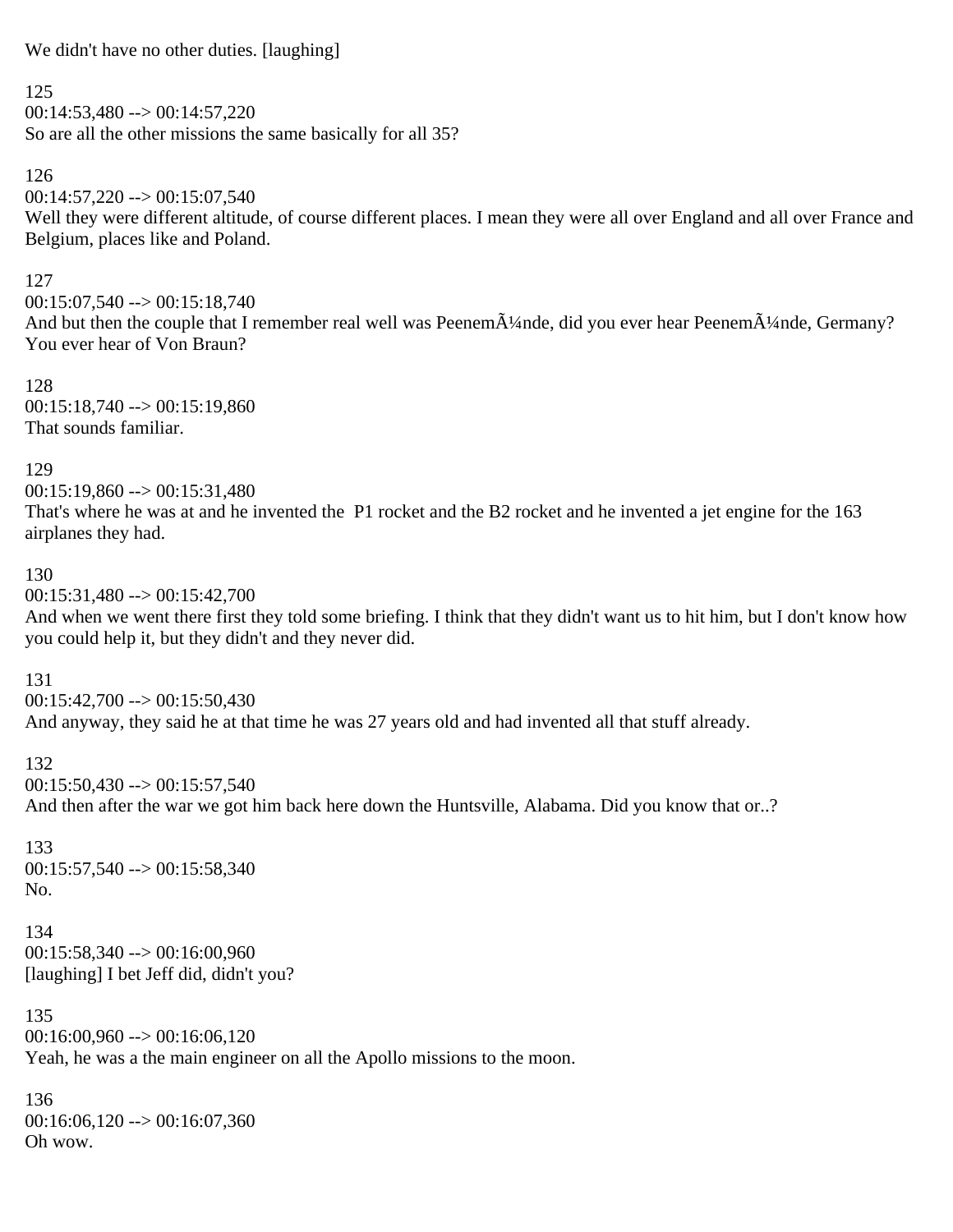We didn't have no other duties. [laughing]

125
00:14:53,480 --> 00:14:57,220
So are all the other missions the same basically for all 35?

126
00:14:57,220 --> 00:15:07,540
Well they were different altitude, of course different places. I mean they were all over England and all over France and Belgium, places like and Poland.

127
00:15:07,540 --> 00:15:18,740
And but then the couple that I remember real well was PeenemÃ¼nde, did you ever hear PeenemÃ¼nde, Germany? You ever hear of Von Braun?

128
00:15:18,740 --> 00:15:19,860
That sounds familiar.

129
00:15:19,860 --> 00:15:31,480
That's where he was at and he invented the  P1 rocket and the B2 rocket and he invented a jet engine for the 163 airplanes they had.

130
00:15:31,480 --> 00:15:42,700
And when we went there first they told some briefing. I think that they didn't want us to hit him, but I don't know how you could help it, but they didn't and they never did.

131
00:15:42,700 --> 00:15:50,430
And anyway, they said he at that time he was 27 years old and had invented all that stuff already.

132
00:15:50,430 --> 00:15:57,540
And then after the war we got him back here down the Huntsville, Alabama. Did you know that or..?

133
00:15:57,540 --> 00:15:58,340
No.

134
00:15:58,340 --> 00:16:00,960
[laughing] I bet Jeff did, didn't you?

135
00:16:00,960 --> 00:16:06,120
Yeah, he was a the main engineer on all the Apollo missions to the moon.

136
00:16:06,120 --> 00:16:07,360
Oh wow.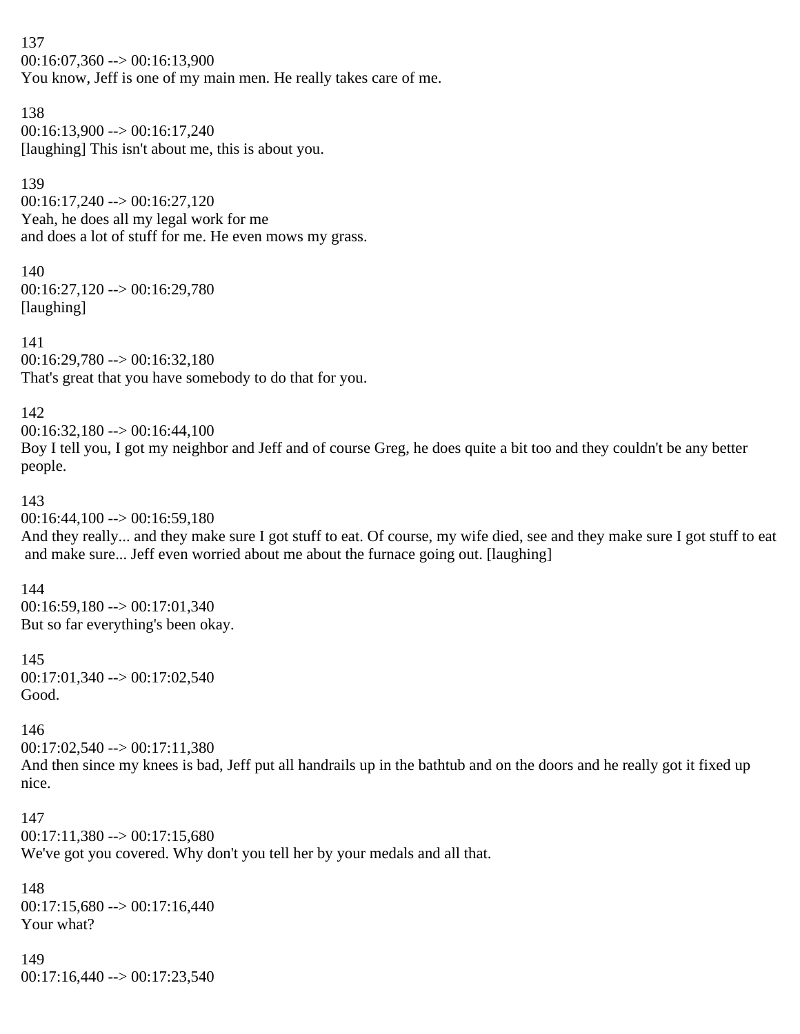137
00:16:07,360 --> 00:16:13,900
You know, Jeff is one of my main men. He really takes care of me.

138
00:16:13,900 --> 00:16:17,240
[laughing] This isn't about me, this is about you.

139
00:16:17,240 --> 00:16:27,120
Yeah, he does all my legal work for me
and does a lot of stuff for me. He even mows my grass.

140
00:16:27,120 --> 00:16:29,780
[laughing]

141
00:16:29,780 --> 00:16:32,180
That's great that you have somebody to do that for you.

142
00:16:32,180 --> 00:16:44,100
Boy I tell you, I got my neighbor and Jeff and of course Greg, he does quite a bit too and they couldn't be any better people.

143
00:16:44,100 --> 00:16:59,180
And they really... and they make sure I got stuff to eat. Of course, my wife died, see and they make sure I got stuff to eat and make sure... Jeff even worried about me about the furnace going out. [laughing]

144
00:16:59,180 --> 00:17:01,340
But so far everything's been okay.

145
00:17:01,340 --> 00:17:02,540
Good.

146
00:17:02,540 --> 00:17:11,380
And then since my knees is bad, Jeff put all handrails up in the bathtub and on the doors and he really got it fixed up nice.

147
00:17:11,380 --> 00:17:15,680
We've got you covered. Why don't you tell her by your medals and all that.

148
00:17:15,680 --> 00:17:16,440
Your what?

149
00:17:16,440 --> 00:17:23,540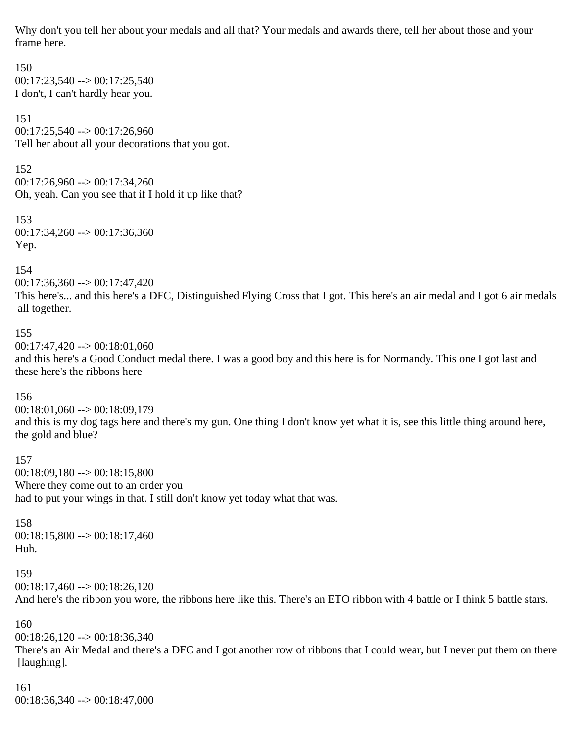Why don't you tell her about your medals and all that? Your medals and awards there, tell her about those and your frame here.

150
00:17:23,540 --> 00:17:25,540
I don't, I can't hardly hear you.

151
00:17:25,540 --> 00:17:26,960
Tell her about all your decorations that you got.

152
00:17:26,960 --> 00:17:34,260
Oh, yeah. Can you see that if I hold it up like that?

153
00:17:34,260 --> 00:17:36,360
Yep.

154
00:17:36,360 --> 00:17:47,420
This here's... and this here's a DFC, Distinguished Flying Cross that I got. This here's an air medal and I got 6 air medals all together.

155
00:17:47,420 --> 00:18:01,060
and this here's a Good Conduct medal there. I was a good boy and this here is for Normandy. This one I got last and these here's the ribbons here

156
00:18:01,060 --> 00:18:09,179
and this is my dog tags here and there's my gun. One thing I don't know yet what it is, see this little thing around here, the gold and blue?

157
00:18:09,180 --> 00:18:15,800
Where they come out to an order you
had to put your wings in that. I still don't know yet today what that was.

158
00:18:15,800 --> 00:18:17,460
Huh.

159
00:18:17,460 --> 00:18:26,120
And here's the ribbon you wore, the ribbons here like this. There's an ETO ribbon with 4 battle or I think 5 battle stars.

160
00:18:26,120 --> 00:18:36,340
There's an Air Medal and there's a DFC and I got another row of ribbons that I could wear, but I never put them on there [laughing].

161
00:18:36,340 --> 00:18:47,000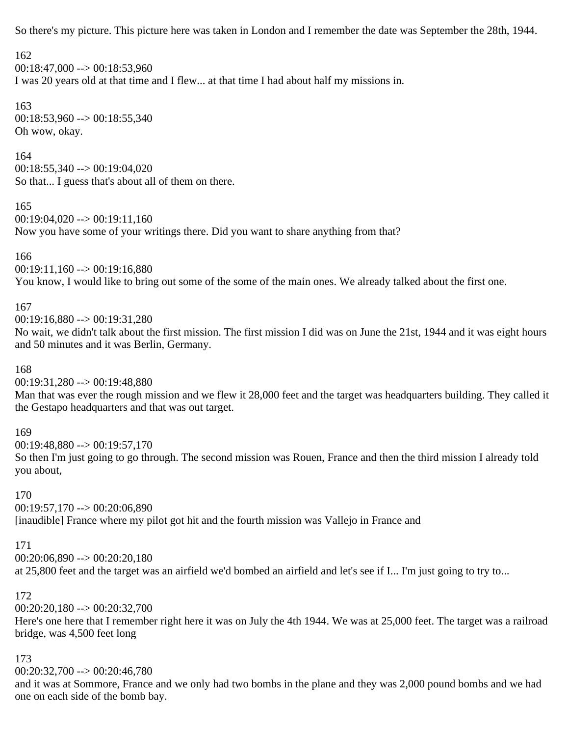So there's my picture. This picture here was taken in London and I remember the date was September the 28th, 1944.

162
00:18:47,000 --> 00:18:53,960
I was 20 years old at that time and I flew... at that time I had about half my missions in.

163
00:18:53,960 --> 00:18:55,340
Oh wow, okay.

164
00:18:55,340 --> 00:19:04,020
So that... I guess that's about all of them on there.

165
00:19:04,020 --> 00:19:11,160
Now you have some of your writings there. Did you want to share anything from that?

166
00:19:11,160 --> 00:19:16,880
You know, I would like to bring out some of the some of the main ones. We already talked about the first one.

167
00:19:16,880 --> 00:19:31,280
No wait, we didn't talk about the first mission. The first mission I did was on June the 21st, 1944 and it was eight hours and 50 minutes and it was Berlin, Germany.

168
00:19:31,280 --> 00:19:48,880
Man that was ever the rough mission and we flew it 28,000 feet and the target was headquarters building. They called it the Gestapo headquarters and that was out target.

169
00:19:48,880 --> 00:19:57,170
So then I'm just going to go through. The second mission was Rouen, France and then the third mission I already told you about,

170
00:19:57,170 --> 00:20:06,890
[inaudible] France where my pilot got hit and the fourth mission was Vallejo in France and

171
00:20:06,890 --> 00:20:20,180
at 25,800 feet and the target was an airfield we'd bombed an airfield and let's see if I... I'm just going to try to...

172
00:20:20,180 --> 00:20:32,700
Here's one here that I remember right here it was on July the 4th 1944. We was at 25,000 feet. The target was a railroad bridge, was 4,500 feet long

173
00:20:32,700 --> 00:20:46,780
and it was at Sommore, France and we only had two bombs in the plane and they was 2,000 pound bombs and we had one on each side of the bomb bay.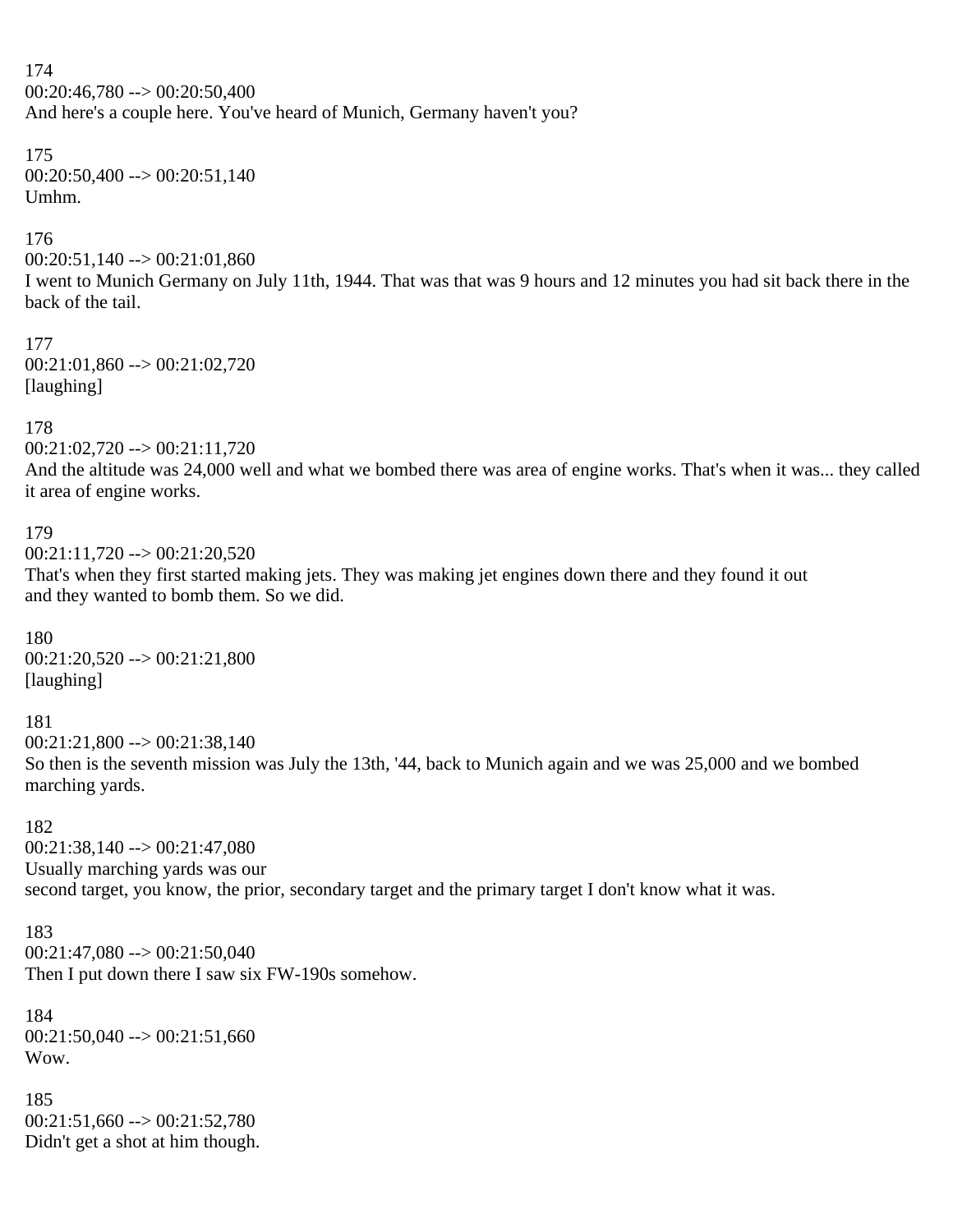174
00:20:46,780 --> 00:20:50,400
And here's a couple here. You've heard of Munich, Germany haven't you?

175
00:20:50,400 --> 00:20:51,140
Umhm.

176
00:20:51,140 --> 00:21:01,860
I went to Munich Germany on July 11th, 1944. That was that was 9 hours and 12 minutes you had sit back there in the back of the tail.

177
00:21:01,860 --> 00:21:02,720
[laughing]

178
00:21:02,720 --> 00:21:11,720
And the altitude was 24,000 well and what we bombed there was area of engine works. That's when it was... they called it area of engine works.

179
00:21:11,720 --> 00:21:20,520
That's when they first started making jets. They was making jet engines down there and they found it out
and they wanted to bomb them. So we did.

180
00:21:20,520 --> 00:21:21,800
[laughing]

181
00:21:21,800 --> 00:21:38,140
So then is the seventh mission was July the 13th, '44, back to Munich again and we was 25,000 and we bombed marching yards.

182
00:21:38,140 --> 00:21:47,080
Usually marching yards was our
second target, you know, the prior, secondary target and the primary target I don't know what it was.

183
00:21:47,080 --> 00:21:50,040
Then I put down there I saw six FW-190s somehow.

184
00:21:50,040 --> 00:21:51,660
Wow.

185
00:21:51,660 --> 00:21:52,780
Didn't get a shot at him though.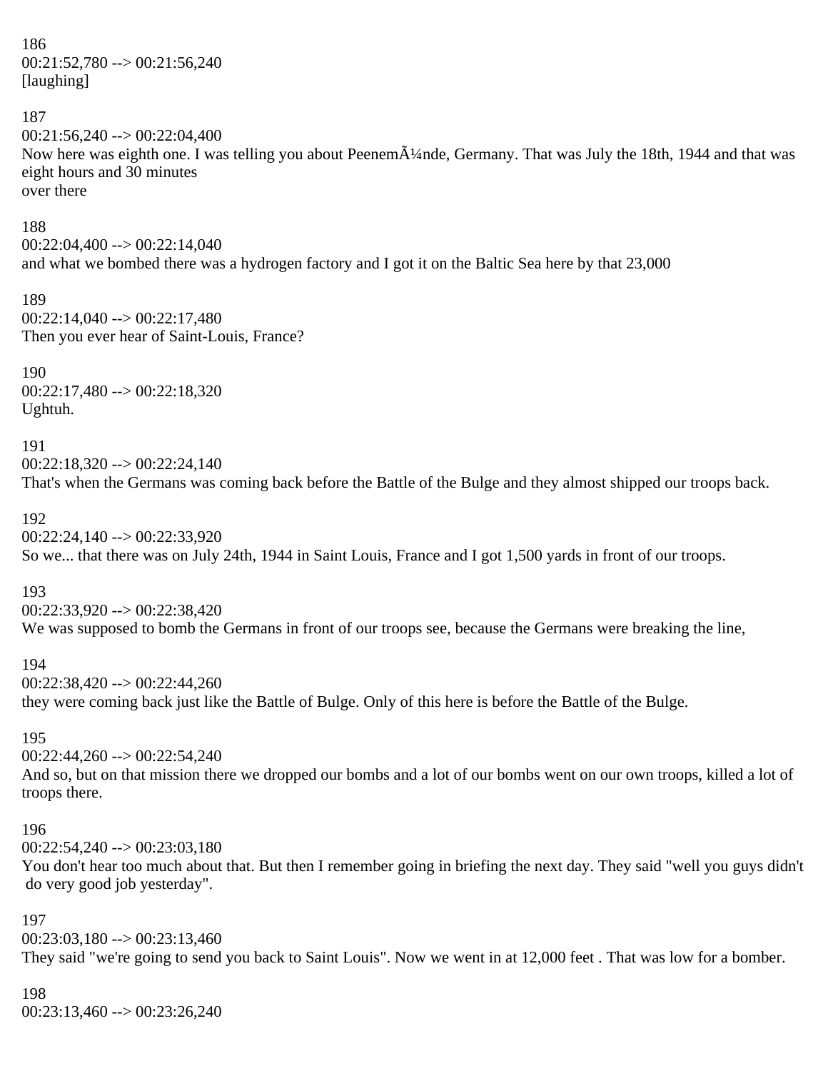186
00:21:52,780 --> 00:21:56,240
[laughing]

187
00:21:56,240 --> 00:22:04,400
Now here was eighth one. I was telling you about PeenemÃ¼nde, Germany. That was July the 18th, 1944 and that was eight hours and 30 minutes
over there

188
00:22:04,400 --> 00:22:14,040
and what we bombed there was a hydrogen factory and I got it on the Baltic Sea here by that 23,000

189
00:22:14,040 --> 00:22:17,480
Then you ever hear of Saint-Louis, France?

190
00:22:17,480 --> 00:22:18,320
Ughtuh.

191
00:22:18,320 --> 00:22:24,140
That's when the Germans was coming back before the Battle of the Bulge and they almost shipped our troops back.

192
00:22:24,140 --> 00:22:33,920
So we... that there was on July 24th, 1944 in Saint Louis, France and I got 1,500 yards in front of our troops.

193
00:22:33,920 --> 00:22:38,420
We was supposed to bomb the Germans in front of our troops see, because the Germans were breaking the line,

194
00:22:38,420 --> 00:22:44,260
they were coming back just like the Battle of Bulge. Only of this here is before the Battle of the Bulge.

195
00:22:44,260 --> 00:22:54,240
And so, but on that mission there we dropped our bombs and a lot of our bombs went on our own troops, killed a lot of troops there.

196
00:22:54,240 --> 00:23:03,180
You don't hear too much about that. But then I remember going in briefing the next day. They said "well you guys didn't do very good job yesterday".

197
00:23:03,180 --> 00:23:13,460
They said "we're going to send you back to Saint Louis". Now we went in at 12,000 feet . That was low for a bomber.

198
00:23:13,460 --> 00:23:26,240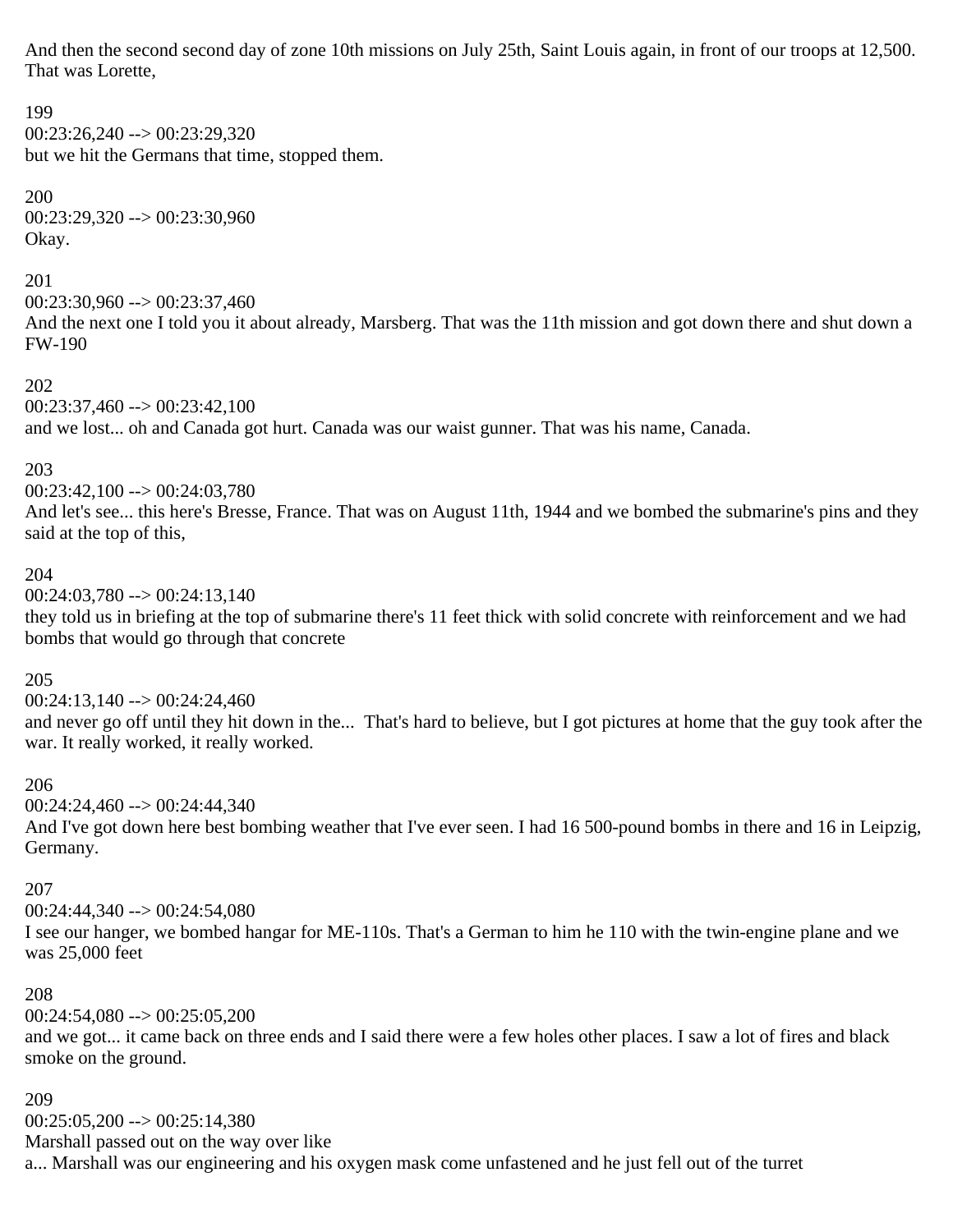And then the second second day of zone 10th missions on July 25th, Saint Louis again, in front of our troops at 12,500. That was Lorette,

199
00:23:26,240 --> 00:23:29,320
but we hit the Germans that time, stopped them.

200
00:23:29,320 --> 00:23:30,960
Okay.

201
00:23:30,960 --> 00:23:37,460
And the next one I told you it about already, Marsberg. That was the 11th mission and got down there and shut down a FW-190

202
00:23:37,460 --> 00:23:42,100
and we lost... oh and Canada got hurt. Canada was our waist gunner. That was his name, Canada.

203
00:23:42,100 --> 00:24:03,780
And let's see... this here's Bresse, France. That was on August 11th, 1944 and we bombed the submarine's pins and they said at the top of this,

204
00:24:03,780 --> 00:24:13,140
they told us in briefing at the top of submarine there's 11 feet thick with solid concrete with reinforcement and we had bombs that would go through that concrete

205
00:24:13,140 --> 00:24:24,460
and never go off until they hit down in the... That's hard to believe, but I got pictures at home that the guy took after the war. It really worked, it really worked.

206
00:24:24,460 --> 00:24:44,340
And I've got down here best bombing weather that I've ever seen. I had 16 500-pound bombs in there and 16 in Leipzig, Germany.

207
00:24:44,340 --> 00:24:54,080
I see our hanger, we bombed hangar for ME-110s. That's a German to him he 110 with the twin-engine plane and we was 25,000 feet

208
00:24:54,080 --> 00:25:05,200
and we got... it came back on three ends and I said there were a few holes other places. I saw a lot of fires and black smoke on the ground.

209
00:25:05,200 --> 00:25:14,380
Marshall passed out on the way over like
a... Marshall was our engineering and his oxygen mask come unfastened and he just fell out of the turret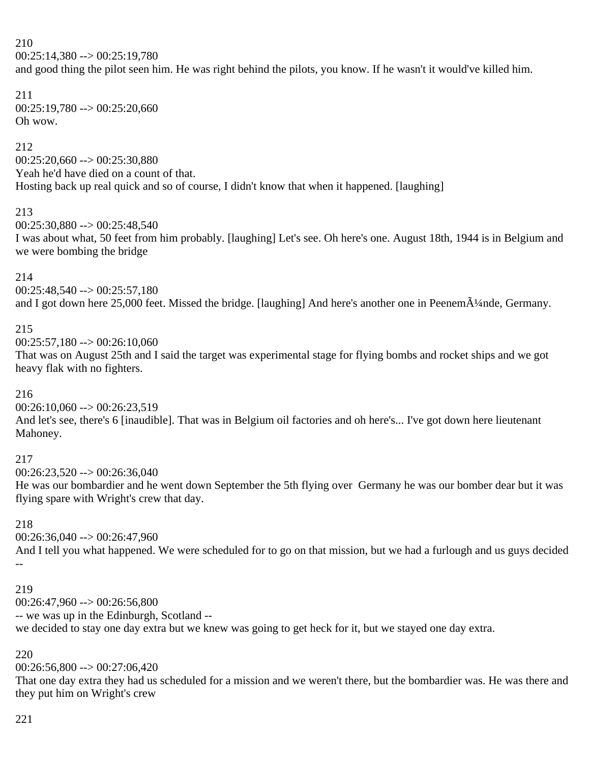210
00:25:14,380 --> 00:25:19,780
and good thing the pilot seen him. He was right behind the pilots, you know. If he wasn't it would've killed him.

211
00:25:19,780 --> 00:25:20,660
Oh wow.

212
00:25:20,660 --> 00:25:30,880
Yeah he'd have died on a count of that.
Hosting back up real quick and so of course, I didn't know that when it happened. [laughing]

213
00:25:30,880 --> 00:25:48,540
I was about what, 50 feet from him probably. [laughing] Let's see. Oh here's one. August 18th, 1944 is in Belgium and we were bombing the bridge

214
00:25:48,540 --> 00:25:57,180
and I got down here 25,000 feet. Missed the bridge. [laughing] And here's another one in PeenemÃ¼nde, Germany.

215
00:25:57,180 --> 00:26:10,060
That was on August 25th and I said the target was experimental stage for flying bombs and rocket ships and we got heavy flak with no fighters.

216
00:26:10,060 --> 00:26:23,519
And let's see, there's 6 [inaudible]. That was in Belgium oil factories and oh here's... I've got down here lieutenant Mahoney.

217
00:26:23,520 --> 00:26:36,040
He was our bombardier and he went down September the 5th flying over Germany he was our bomber dear but it was flying spare with Wright's crew that day.

218
00:26:36,040 --> 00:26:47,960
And I tell you what happened. We were scheduled for to go on that mission, but we had a furlough and us guys decided --

219
00:26:47,960 --> 00:26:56,800
-- we was up in the Edinburgh, Scotland --
we decided to stay one day extra but we knew was going to get heck for it, but we stayed one day extra.

220
00:26:56,800 --> 00:27:06,420
That one day extra they had us scheduled for a mission and we weren't there, but the bombardier was. He was there and they put him on Wright's crew

221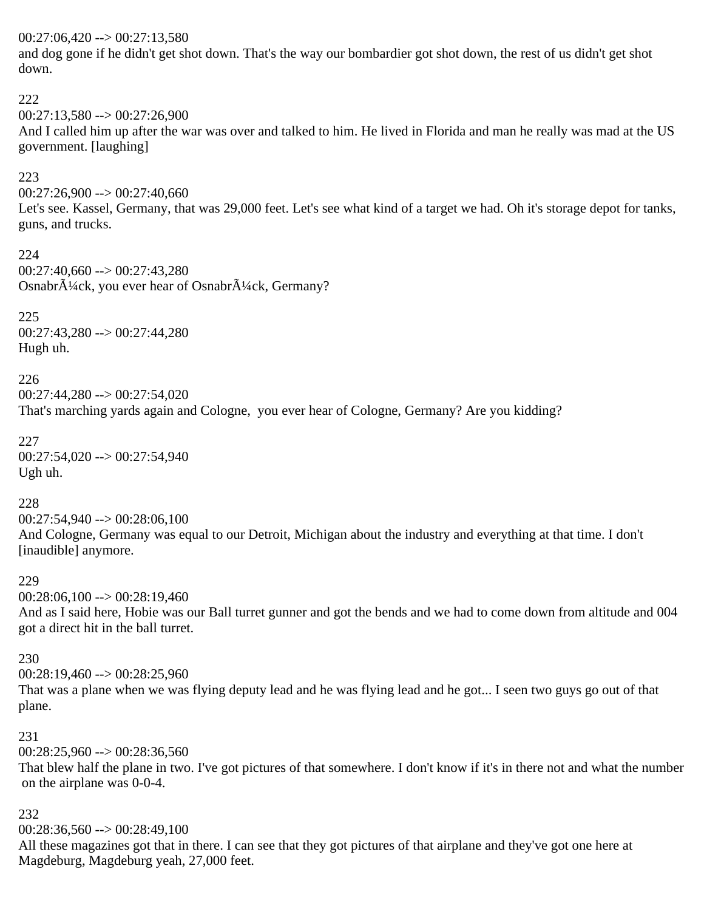00:27:06,420 --> 00:27:13,580
and dog gone if he didn't get shot down. That's the way our bombardier got shot down, the rest of us didn't get shot down.

222
00:27:13,580 --> 00:27:26,900
And I called him up after the war was over and talked to him. He lived in Florida and man he really was mad at the US government. [laughing]

223
00:27:26,900 --> 00:27:40,660
Let's see. Kassel, Germany, that was 29,000 feet. Let's see what kind of a target we had. Oh it's storage depot for tanks, guns, and trucks.

224
00:27:40,660 --> 00:27:43,280
OsnabrÃ¼ck, you ever hear of OsnabrÃ¼ck, Germany?

225
00:27:43,280 --> 00:27:44,280
Hugh uh.

226
00:27:44,280 --> 00:27:54,020
That's marching yards again and Cologne,  you ever hear of Cologne, Germany? Are you kidding?

227
00:27:54,020 --> 00:27:54,940
Ugh uh.

228
00:27:54,940 --> 00:28:06,100
And Cologne, Germany was equal to our Detroit, Michigan about the industry and everything at that time. I don't [inaudible] anymore.

229
00:28:06,100 --> 00:28:19,460
And as I said here, Hobie was our Ball turret gunner and got the bends and we had to come down from altitude and 004 got a direct hit in the ball turret.

230
00:28:19,460 --> 00:28:25,960
That was a plane when we was flying deputy lead and he was flying lead and he got... I seen two guys go out of that plane.

231
00:28:25,960 --> 00:28:36,560
That blew half the plane in two. I've got pictures of that somewhere. I don't know if it's in there not and what the number on the airplane was 0-0-4.

232
00:28:36,560 --> 00:28:49,100
All these magazines got that in there. I can see that they got pictures of that airplane and they've got one here at Magdeburg, Magdeburg yeah, 27,000 feet.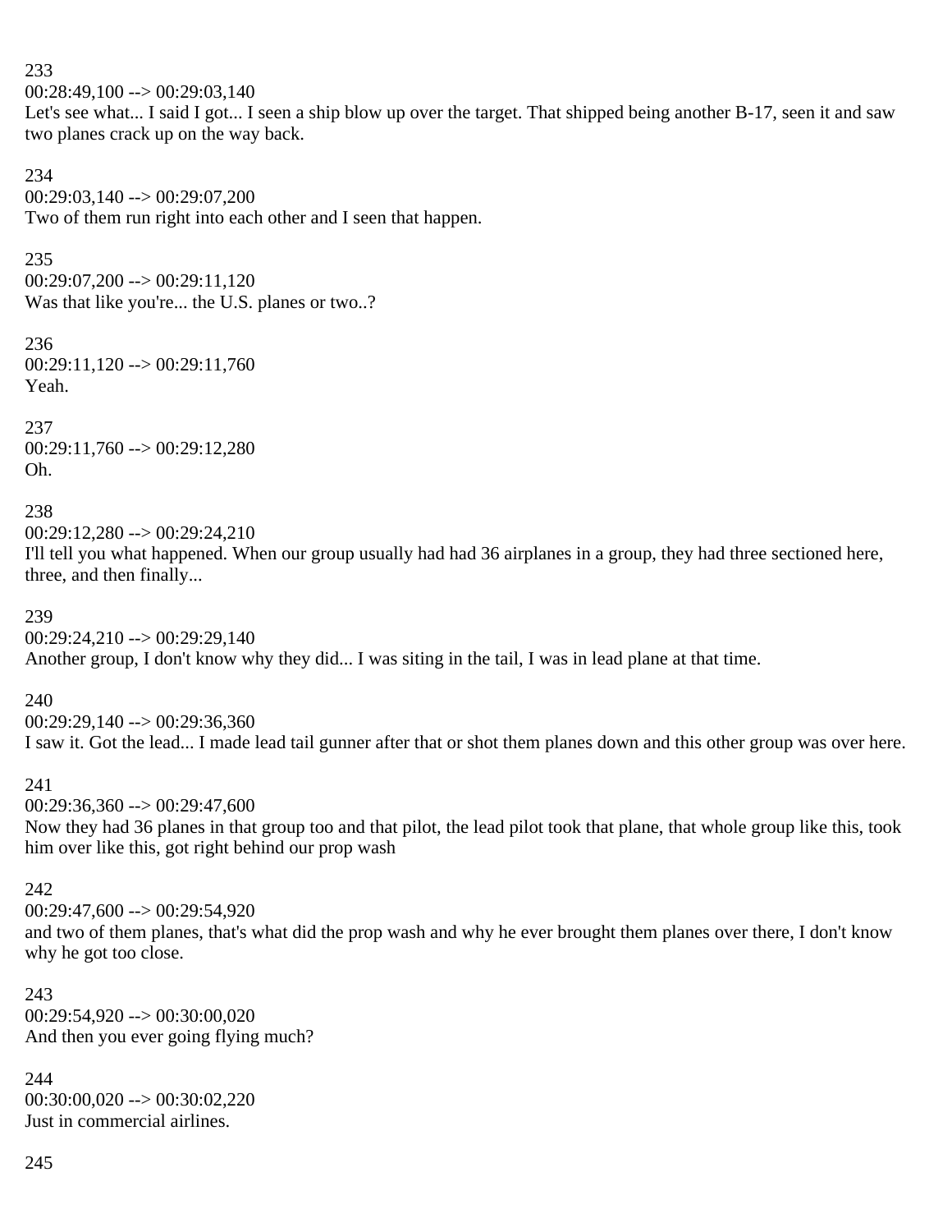233
00:28:49,100 --> 00:29:03,140
Let's see what... I said I got... I seen a ship blow up over the target. That shipped being another B-17, seen it and saw two planes crack up on the way back.

234
00:29:03,140 --> 00:29:07,200
Two of them run right into each other and I seen that happen.

235
00:29:07,200 --> 00:29:11,120
Was that like you're... the U.S. planes or two..?

236
00:29:11,120 --> 00:29:11,760
Yeah.

237
00:29:11,760 --> 00:29:12,280
Oh.

238
00:29:12,280 --> 00:29:24,210
I'll tell you what happened. When our group usually had had 36 airplanes in a group, they had three sectioned here, three, and then finally...

239
00:29:24,210 --> 00:29:29,140
Another group, I don't know why they did... I was siting in the tail, I was in lead plane at that time.

240
00:29:29,140 --> 00:29:36,360
I saw it. Got the lead... I made lead tail gunner after that or shot them planes down and this other group was over here.

241
00:29:36,360 --> 00:29:47,600
Now they had 36 planes in that group too and that pilot, the lead pilot took that plane, that whole group like this, took him over like this, got right behind our prop wash

242
00:29:47,600 --> 00:29:54,920
and two of them planes, that's what did the prop wash and why he ever brought them planes over there, I don't know why he got too close.

243
00:29:54,920 --> 00:30:00,020
And then you ever going flying much?

244
00:30:00,020 --> 00:30:02,220
Just in commercial airlines.

245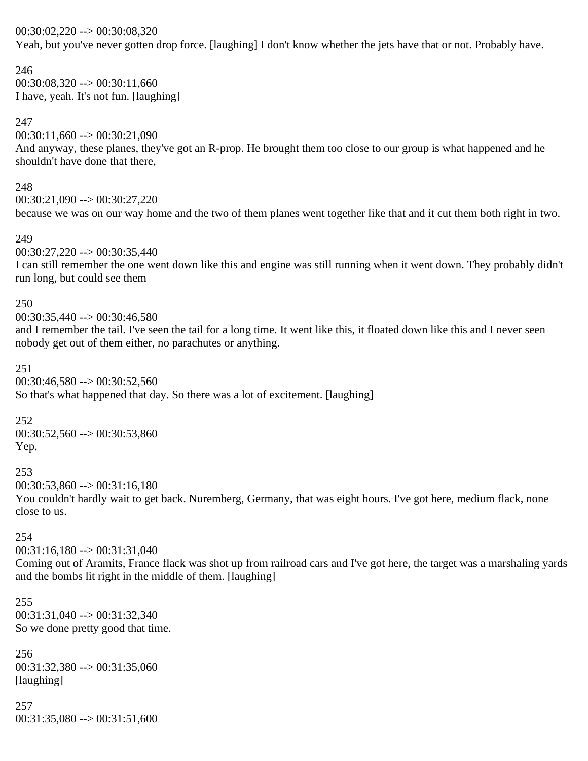00:30:02,220 --> 00:30:08,320
Yeah, but you've never gotten drop force. [laughing] I don't know whether the jets have that or not. Probably have.

246
00:30:08,320 --> 00:30:11,660
I have, yeah. It's not fun. [laughing]

247
00:30:11,660 --> 00:30:21,090
And anyway, these planes, they've got an R-prop. He brought them too close to our group is what happened and he shouldn't have done that there,

248
00:30:21,090 --> 00:30:27,220
because we was on our way home and the two of them planes went together like that and it cut them both right in two.

249
00:30:27,220 --> 00:30:35,440
I can still remember the one went down like this and engine was still running when it went down. They probably didn't run long, but could see them

250
00:30:35,440 --> 00:30:46,580
and I remember the tail. I've seen the tail for a long time. It went like this, it floated down like this and I never seen nobody get out of them either, no parachutes or anything.

251
00:30:46,580 --> 00:30:52,560
So that's what happened that day. So there was a lot of excitement. [laughing]

252
00:30:52,560 --> 00:30:53,860
Yep.

253
00:30:53,860 --> 00:31:16,180
You couldn't hardly wait to get back. Nuremberg, Germany, that was eight hours. I've got here, medium flack, none close to us.

254
00:31:16,180 --> 00:31:31,040
Coming out of Aramits, France flack was shot up from railroad cars and I've got here, the target was a marshaling yards and the bombs lit right in the middle of them. [laughing]

255
00:31:31,040 --> 00:31:32,340
So we done pretty good that time.

256
00:31:32,380 --> 00:31:35,060
[laughing]

257
00:31:35,080 --> 00:31:51,600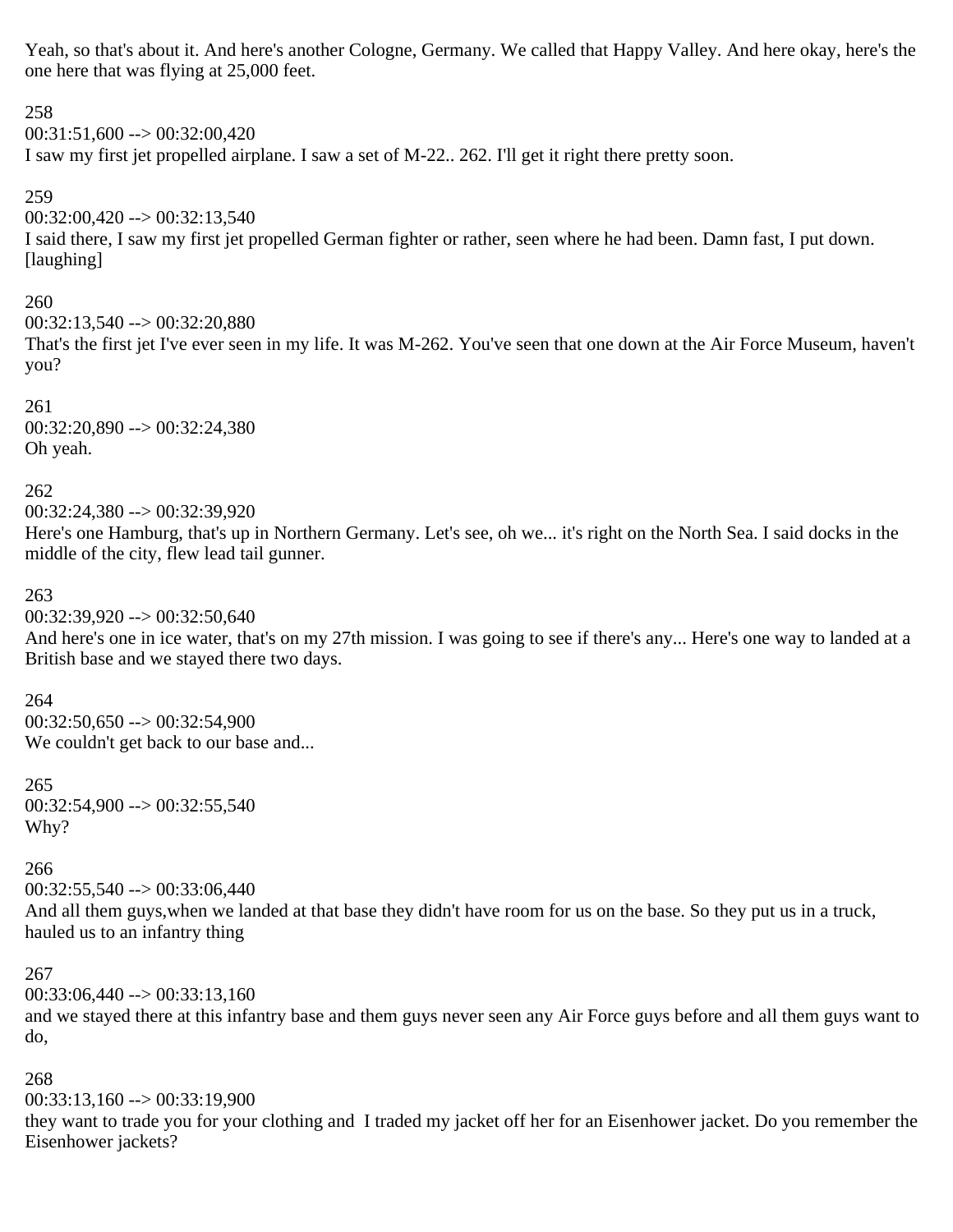Yeah, so that's about it. And here's another Cologne, Germany. We called that Happy Valley. And here okay, here's the one here that was flying at 25,000 feet.

258
00:31:51,600 --> 00:32:00,420
I saw my first jet propelled airplane. I saw a set of M-22.. 262. I'll get it right there pretty soon.

259
00:32:00,420 --> 00:32:13,540
I said there, I saw my first jet propelled German fighter or rather, seen where he had been. Damn fast, I put down. [laughing]

260
00:32:13,540 --> 00:32:20,880
That's the first jet I've ever seen in my life. It was M-262. You've seen that one down at the Air Force Museum, haven't you?

261
00:32:20,890 --> 00:32:24,380
Oh yeah.

262
00:32:24,380 --> 00:32:39,920
Here's one Hamburg, that's up in Northern Germany. Let's see, oh we... it's right on the North Sea. I said docks in the middle of the city, flew lead tail gunner.

263
00:32:39,920 --> 00:32:50,640
And here's one in ice water, that's on my 27th mission. I was going to see if there's any... Here's one way to landed at a British base and we stayed there two days.

264
00:32:50,650 --> 00:32:54,900
We couldn't get back to our base and...

265
00:32:54,900 --> 00:32:55,540
Why?

266
00:32:55,540 --> 00:33:06,440
And all them guys,when we landed at that base they didn't have room for us on the base. So they put us in a truck, hauled us to an infantry thing

267
00:33:06,440 --> 00:33:13,160
and we stayed there at this infantry base and them guys never seen any Air Force guys before and all them guys want to do,

268
00:33:13,160 --> 00:33:19,900
they want to trade you for your clothing and I traded my jacket off her for an Eisenhower jacket. Do you remember the Eisenhower jackets?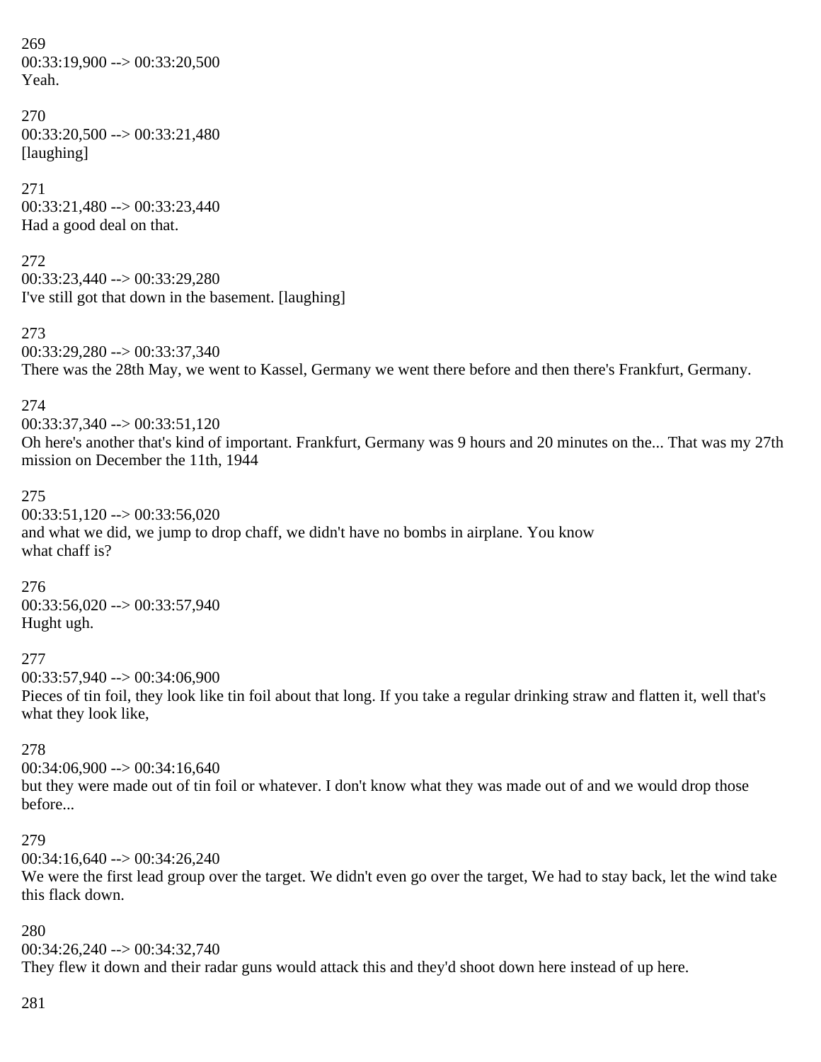269
00:33:19,900 --> 00:33:20,500
Yeah.

270
00:33:20,500 --> 00:33:21,480
[laughing]

271
00:33:21,480 --> 00:33:23,440
Had a good deal on that.

272
00:33:23,440 --> 00:33:29,280
I've still got that down in the basement. [laughing]

273
00:33:29,280 --> 00:33:37,340
There was the 28th May, we went to Kassel, Germany we went there before and then there's Frankfurt, Germany.

274
00:33:37,340 --> 00:33:51,120
Oh here's another that's kind of important. Frankfurt, Germany was 9 hours and 20 minutes on the... That was my 27th mission on December the 11th, 1944

275
00:33:51,120 --> 00:33:56,020
and what we did, we jump to drop chaff, we didn't have no bombs in airplane. You know what chaff is?

276
00:33:56,020 --> 00:33:57,940
Hught ugh.

277
00:33:57,940 --> 00:34:06,900
Pieces of tin foil, they look like tin foil about that long. If you take a regular drinking straw and flatten it, well that's what they look like,

278
00:34:06,900 --> 00:34:16,640
but they were made out of tin foil or whatever. I don't know what they was made out of and we would drop those before...

279
00:34:16,640 --> 00:34:26,240
We were the first lead group over the target. We didn't even go over the target, We had to stay back, let the wind take this flack down.

280
00:34:26,240 --> 00:34:32,740
They flew it down and their radar guns would attack this and they'd shoot down here instead of up here.

281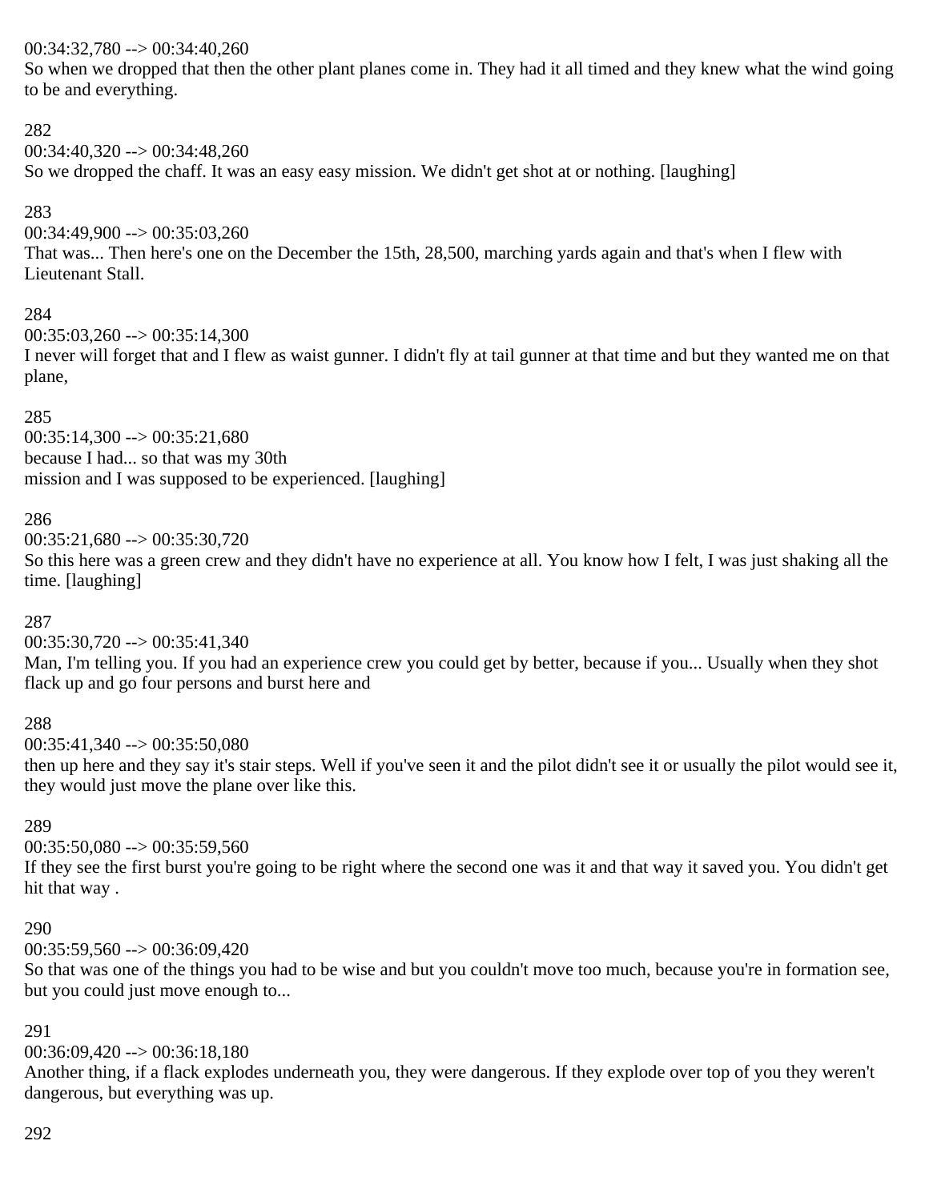00:34:32,780 --> 00:34:40,260
So when we dropped that then the other plant planes come in. They had it all timed and they knew what the wind going to be and everything.

282
00:34:40,320 --> 00:34:48,260
So we dropped the chaff. It was an easy easy mission. We didn't get shot at or nothing. [laughing]

283
00:34:49,900 --> 00:35:03,260
That was... Then here's one on the December the 15th, 28,500, marching yards again and that's when I flew with Lieutenant Stall.

284
00:35:03,260 --> 00:35:14,300
I never will forget that and I flew as waist gunner. I didn't fly at tail gunner at that time and but they wanted me on that plane,

285
00:35:14,300 --> 00:35:21,680
because I had... so that was my 30th
mission and I was supposed to be experienced. [laughing]

286
00:35:21,680 --> 00:35:30,720
So this here was a green crew and they didn't have no experience at all. You know how I felt, I was just shaking all the time. [laughing]

287
00:35:30,720 --> 00:35:41,340
Man, I'm telling you. If you had an experience crew you could get by better, because if you... Usually when they shot flack up and go four persons and burst here and

288
00:35:41,340 --> 00:35:50,080
then up here and they say it's stair steps. Well if you've seen it and the pilot didn't see it or usually the pilot would see it, they would just move the plane over like this.

289
00:35:50,080 --> 00:35:59,560
If they see the first burst you're going to be right where the second one was it and that way it saved you. You didn't get hit that way .

290
00:35:59,560 --> 00:36:09,420
So that was one of the things you had to be wise and but you couldn't move too much, because you're in formation see, but you could just move enough to...

291
00:36:09,420 --> 00:36:18,180
Another thing, if a flack explodes underneath you, they were dangerous. If they explode over top of you they weren't dangerous, but everything was up.

292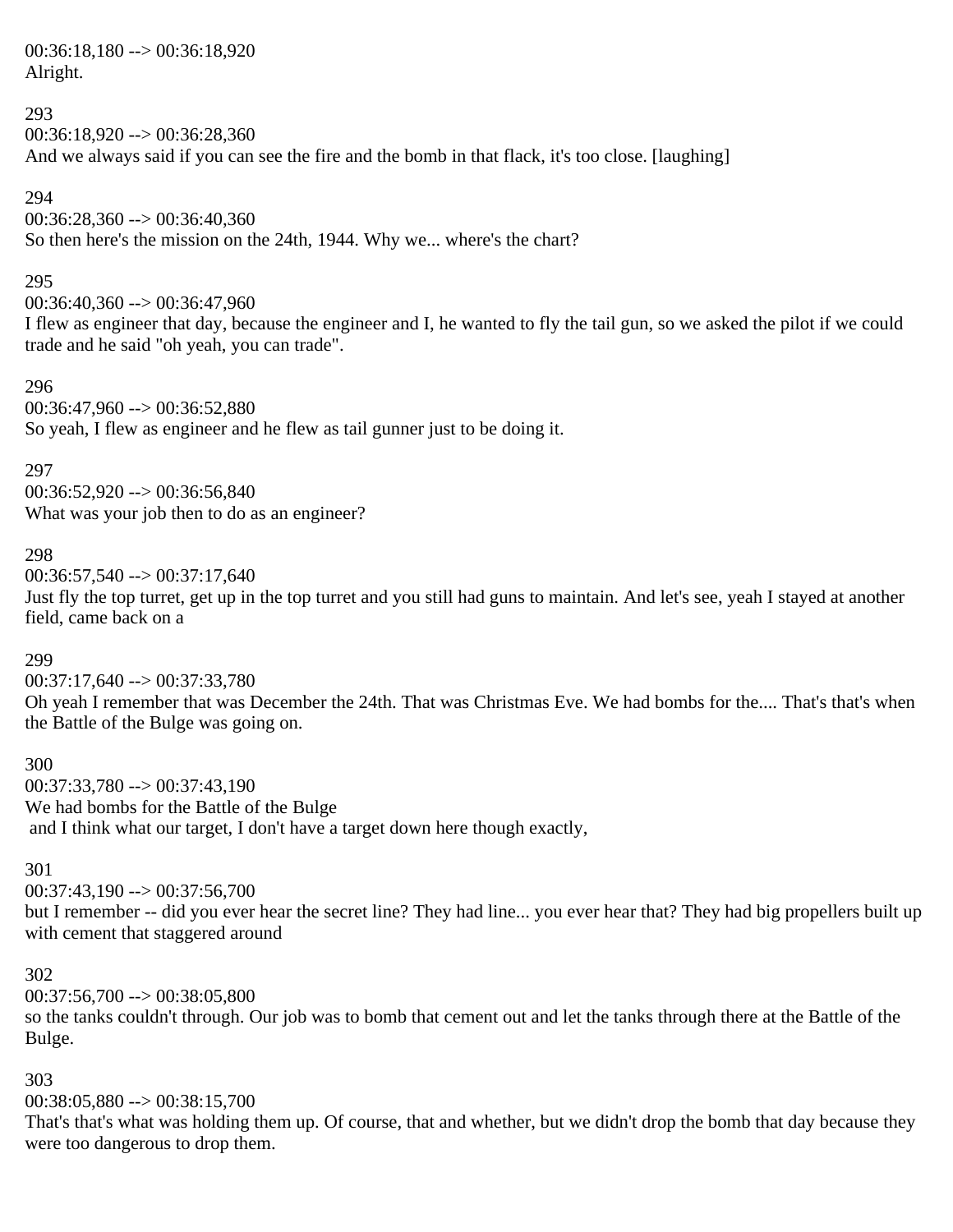00:36:18,180 --> 00:36:18,920
Alright.

293
00:36:18,920 --> 00:36:28,360
And we always said if you can see the fire and the bomb in that flack, it's too close. [laughing]

294
00:36:28,360 --> 00:36:40,360
So then here's the mission on the 24th, 1944. Why we... where's the chart?

295
00:36:40,360 --> 00:36:47,960
I flew as engineer that day, because the engineer and I, he wanted to fly the tail gun, so we asked the pilot if we could trade and he said "oh yeah, you can trade".

296
00:36:47,960 --> 00:36:52,880
So yeah, I flew as engineer and he flew as tail gunner just to be doing it.

297
00:36:52,920 --> 00:36:56,840
What was your job then to do as an engineer?

298
00:36:57,540 --> 00:37:17,640
Just fly the top turret, get up in the top turret and you still had guns to maintain. And let's see, yeah I stayed at another field, came back on a

299
00:37:17,640 --> 00:37:33,780
Oh yeah I remember that was December the 24th. That was Christmas Eve. We had bombs for the.... That's that's when the Battle of the Bulge was going on.

300
00:37:33,780 --> 00:37:43,190
We had bombs for the Battle of the Bulge
and I think what our target, I don't have a target down here though exactly,

301
00:37:43,190 --> 00:37:56,700
but I remember -- did you ever hear the secret line? They had line... you ever hear that? They had big propellers built up with cement that staggered around

302
00:37:56,700 --> 00:38:05,800
so the tanks couldn't through. Our job was to bomb that cement out and let the tanks through there at the Battle of the Bulge.

303
00:38:05,880 --> 00:38:15,700
That's that's what was holding them up. Of course, that and whether, but we didn't drop the bomb that day because they were too dangerous to drop them.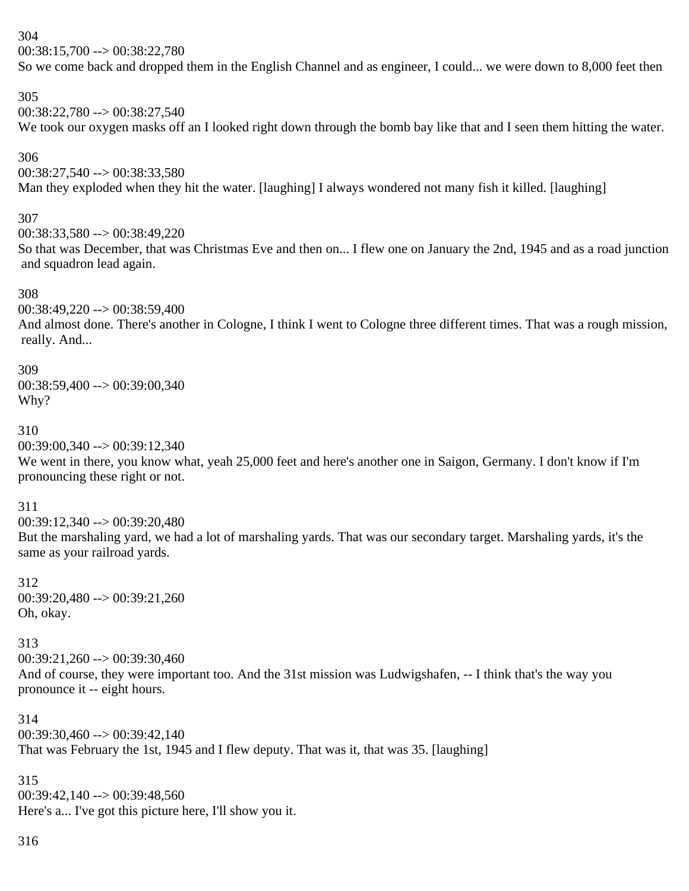304
00:38:15,700 --> 00:38:22,780
So we come back and dropped them in the English Channel and as engineer, I could... we were down to 8,000 feet then

305
00:38:22,780 --> 00:38:27,540
We took our oxygen masks off an I looked right down through the bomb bay like that and I seen them hitting the water.

306
00:38:27,540 --> 00:38:33,580
Man they exploded when they hit the water. [laughing] I always wondered not many fish it killed. [laughing]

307
00:38:33,580 --> 00:38:49,220
So that was December, that was Christmas Eve and then on... I flew one on January the 2nd, 1945 and as a road junction and squadron lead again.

308
00:38:49,220 --> 00:38:59,400
And almost done. There's another in Cologne, I think I went to Cologne three different times. That was a rough mission, really. And...

309
00:38:59,400 --> 00:39:00,340
Why?

310
00:39:00,340 --> 00:39:12,340
We went in there, you know what, yeah 25,000 feet and here's another one in Saigon, Germany. I don't know if I'm pronouncing these right or not.

311
00:39:12,340 --> 00:39:20,480
But the marshaling yard, we had a lot of marshaling yards. That was our secondary target. Marshaling yards, it's the same as your railroad yards.

312
00:39:20,480 --> 00:39:21,260
Oh, okay.

313
00:39:21,260 --> 00:39:30,460
And of course, they were important too. And the 31st mission was Ludwigshafen, -- I think that's the way you pronounce it -- eight hours.

314
00:39:30,460 --> 00:39:42,140
That was February the 1st, 1945 and I flew deputy. That was it, that was 35. [laughing]

315
00:39:42,140 --> 00:39:48,560
Here's a... I've got this picture here, I'll show you it.

316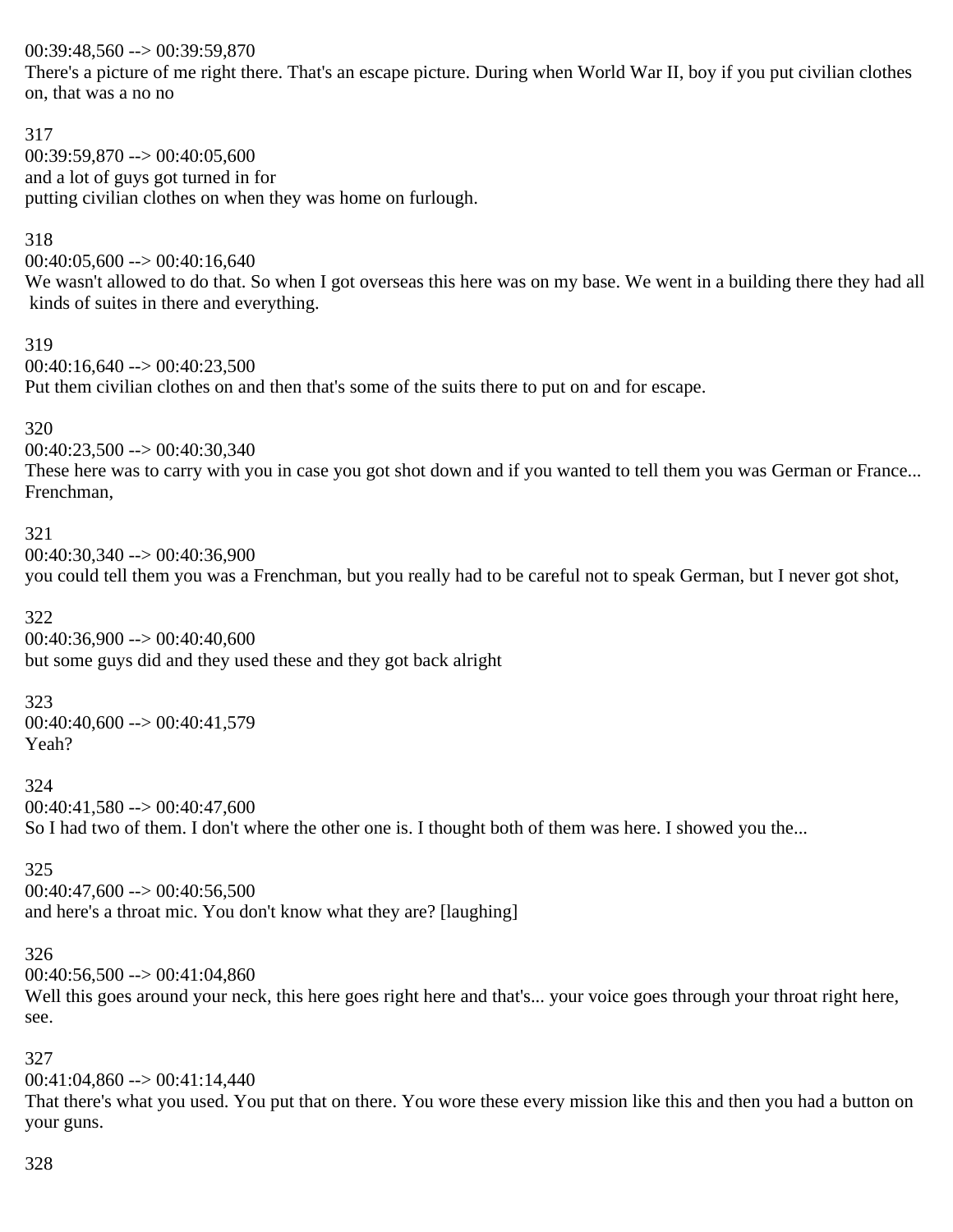00:39:48,560 --> 00:39:59,870
There's a picture of me right there. That's an escape picture. During when World War II, boy if you put civilian clothes on, that was a no no

317
00:39:59,870 --> 00:40:05,600
and a lot of guys got turned in for
putting civilian clothes on when they was home on furlough.

318
00:40:05,600 --> 00:40:16,640
We wasn't allowed to do that. So when I got overseas this here was on my base. We went in a building there they had all kinds of suites in there and everything.

319
00:40:16,640 --> 00:40:23,500
Put them civilian clothes on and then that's some of the suits there to put on and for escape.

320
00:40:23,500 --> 00:40:30,340
These here was to carry with you in case you got shot down and if you wanted to tell them you was German or France... Frenchman,

321
00:40:30,340 --> 00:40:36,900
you could tell them you was a Frenchman, but you really had to be careful not to speak German, but I never got shot,

322
00:40:36,900 --> 00:40:40,600
but some guys did and they used these and they got back alright

323
00:40:40,600 --> 00:40:41,579
Yeah?

324
00:40:41,580 --> 00:40:47,600
So I had two of them. I don't where the other one is. I thought both of them was here. I showed you the...

325
00:40:47,600 --> 00:40:56,500
and here's a throat mic. You don't know what they are? [laughing]

326
00:40:56,500 --> 00:41:04,860
Well this goes around your neck, this here goes right here and that's... your voice goes through your throat right here, see.

327
00:41:04,860 --> 00:41:14,440
That there's what you used. You put that on there. You wore these every mission like this and then you had a button on your guns.

328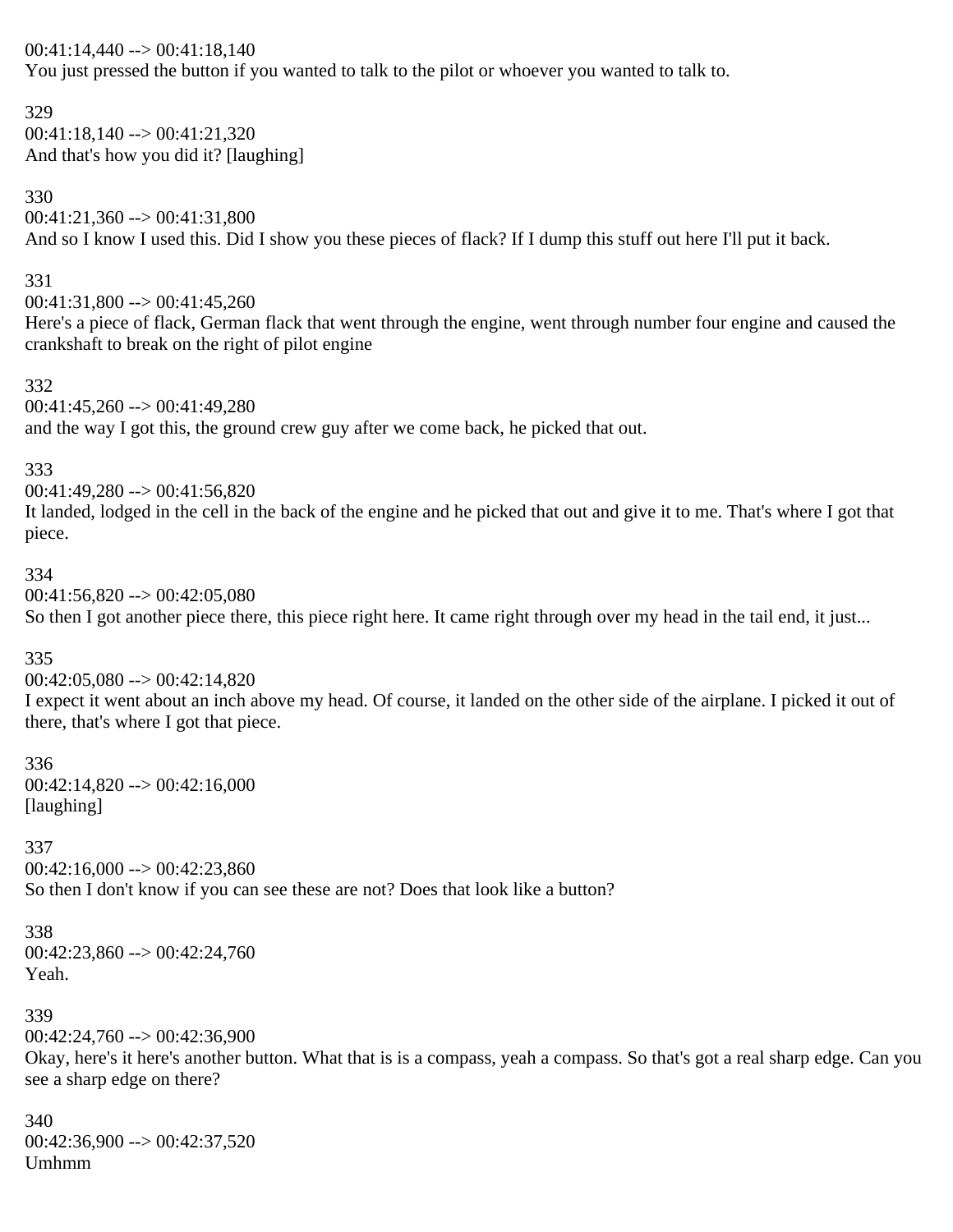00:41:14,440 --> 00:41:18,140
You just pressed the button if you wanted to talk to the pilot or whoever you wanted to talk to.

329
00:41:18,140 --> 00:41:21,320
And that's how you did it? [laughing]

330
00:41:21,360 --> 00:41:31,800
And so I know I used this. Did I show you these pieces of flack? If I dump this stuff out here I'll put it back.

331
00:41:31,800 --> 00:41:45,260
Here's a piece of flack, German flack that went through the engine, went through number four engine and caused the crankshaft to break on the right of pilot engine

332
00:41:45,260 --> 00:41:49,280
and the way I got this, the ground crew guy after we come back, he picked that out.

333
00:41:49,280 --> 00:41:56,820
It landed, lodged in the cell in the back of the engine and he picked that out and give it to me. That's where I got that piece.

334
00:41:56,820 --> 00:42:05,080
So then I got another piece there, this piece right here. It came right through over my head in the tail end, it just...

335
00:42:05,080 --> 00:42:14,820
I expect it went about an inch above my head. Of course, it landed on the other side of the airplane. I picked it out of there, that's where I got that piece.

336
00:42:14,820 --> 00:42:16,000
[laughing]

337
00:42:16,000 --> 00:42:23,860
So then I don't know if you can see these are not? Does that look like a button?

338
00:42:23,860 --> 00:42:24,760
Yeah.

339
00:42:24,760 --> 00:42:36,900
Okay, here's it here's another button. What that is is a compass, yeah a compass. So that's got a real sharp edge. Can you see a sharp edge on there?

340
00:42:36,900 --> 00:42:37,520
Umhmm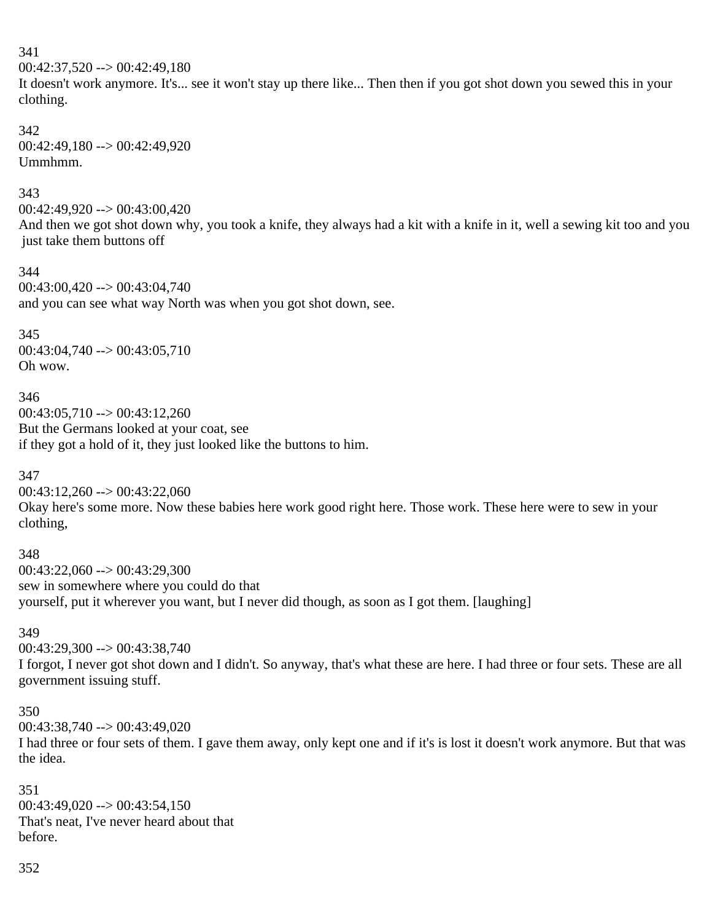341
00:42:37,520 --> 00:42:49,180
It doesn't work anymore. It's... see it won't stay up there like... Then then if you got shot down you sewed this in your clothing.

342
00:42:49,180 --> 00:42:49,920
Ummhmm.

343
00:42:49,920 --> 00:43:00,420
And then we got shot down why, you took a knife, they always had a kit with a knife in it, well a sewing kit too and you just take them buttons off

344
00:43:00,420 --> 00:43:04,740
and you can see what way North was when you got shot down, see.

345
00:43:04,740 --> 00:43:05,710
Oh wow.

346
00:43:05,710 --> 00:43:12,260
But the Germans looked at your coat, see
if they got a hold of it, they just looked like the buttons to him.

347
00:43:12,260 --> 00:43:22,060
Okay here's some more. Now these babies here work good right here. Those work. These here were to sew in your clothing,

348
00:43:22,060 --> 00:43:29,300
sew in somewhere where you could do that
yourself, put it wherever you want, but I never did though, as soon as I got them. [laughing]

349
00:43:29,300 --> 00:43:38,740
I forgot, I never got shot down and I didn't. So anyway, that's what these are here. I had three or four sets. These are all government issuing stuff.

350
00:43:38,740 --> 00:43:49,020
I had three or four sets of them. I gave them away, only kept one and if it's is lost it doesn't work anymore. But that was the idea.

351
00:43:49,020 --> 00:43:54,150
That's neat, I've never heard about that
before.

352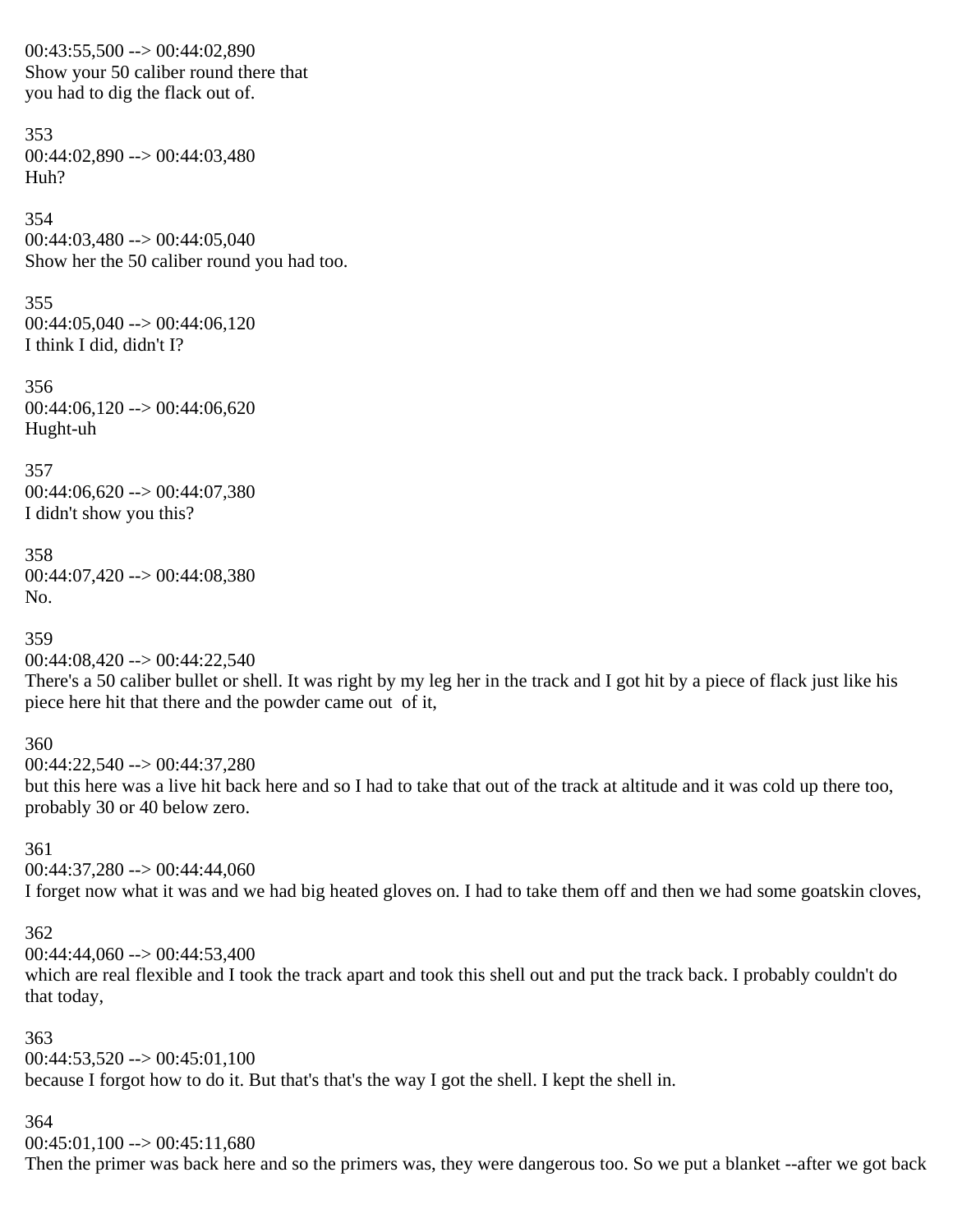00:43:55,500 --> 00:44:02,890
Show your 50 caliber round there that
you had to dig the flack out of.

353
00:44:02,890 --> 00:44:03,480
Huh?

354
00:44:03,480 --> 00:44:05,040
Show her the 50 caliber round you had too.

355
00:44:05,040 --> 00:44:06,120
I think I did, didn't I?

356
00:44:06,120 --> 00:44:06,620
Hught-uh

357
00:44:06,620 --> 00:44:07,380
I didn't show you this?

358
00:44:07,420 --> 00:44:08,380
No.

359
00:44:08,420 --> 00:44:22,540
There's a 50 caliber bullet or shell. It was right by my leg her in the track and I got hit by a piece of flack just like his piece here hit that there and the powder came out of it,

360
00:44:22,540 --> 00:44:37,280
but this here was a live hit back here and so I had to take that out of the track at altitude and it was cold up there too, probably 30 or 40 below zero.

361
00:44:37,280 --> 00:44:44,060
I forget now what it was and we had big heated gloves on. I had to take them off and then we had some goatskin cloves,

362
00:44:44,060 --> 00:44:53,400
which are real flexible and I took the track apart and took this shell out and put the track back. I probably couldn't do that today,

363
00:44:53,520 --> 00:45:01,100
because I forgot how to do it. But that's that's the way I got the shell. I kept the shell in.

364
00:45:01,100 --> 00:45:11,680
Then the primer was back here and so the primers was, they were dangerous too. So we put a blanket --after we got back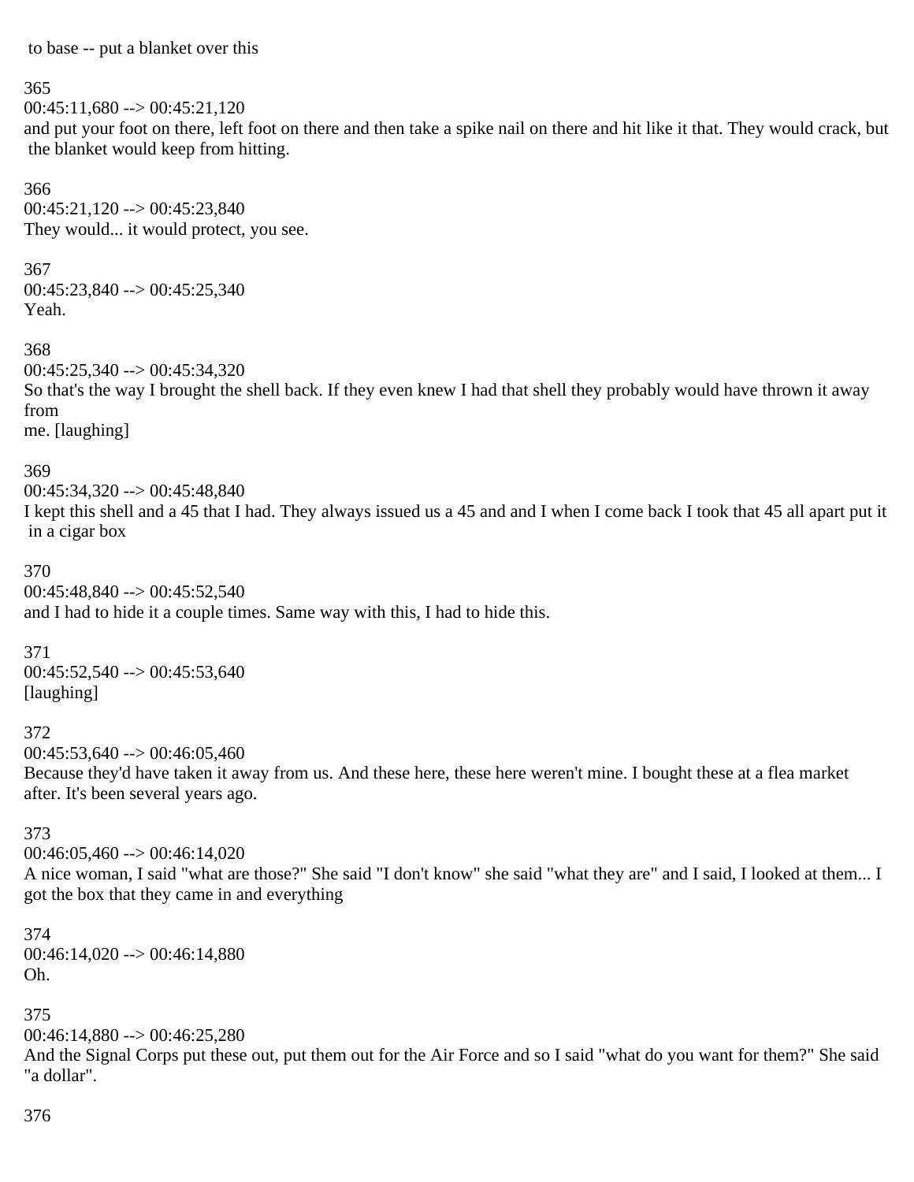to base -- put a blanket over this

365
00:45:11,680 --> 00:45:21,120
and put your foot on there, left foot on there and then take a spike nail on there and hit like it that. They would crack, but the blanket would keep from hitting.

366
00:45:21,120 --> 00:45:23,840
They would... it would protect, you see.

367
00:45:23,840 --> 00:45:25,340
Yeah.

368
00:45:25,340 --> 00:45:34,320
So that's the way I brought the shell back. If they even knew I had that shell they probably would have thrown it away from
me. [laughing]

369
00:45:34,320 --> 00:45:48,840
I kept this shell and a 45 that I had. They always issued us a 45 and and I when I come back I took that 45 all apart put it in a cigar box

370
00:45:48,840 --> 00:45:52,540
and I had to hide it a couple times. Same way with this, I had to hide this.

371
00:45:52,540 --> 00:45:53,640
[laughing]

372
00:45:53,640 --> 00:46:05,460
Because they'd have taken it away from us. And these here, these here weren't mine. I bought these at a flea market after. It's been several years ago.

373
00:46:05,460 --> 00:46:14,020
A nice woman, I said "what are those?" She said "I don't know" she said "what they are" and I said, I looked at them... I got the box that they came in and everything

374
00:46:14,020 --> 00:46:14,880
Oh.

375
00:46:14,880 --> 00:46:25,280
And the Signal Corps put these out, put them out for the Air Force and so I said "what do you want for them?" She said "a dollar".

376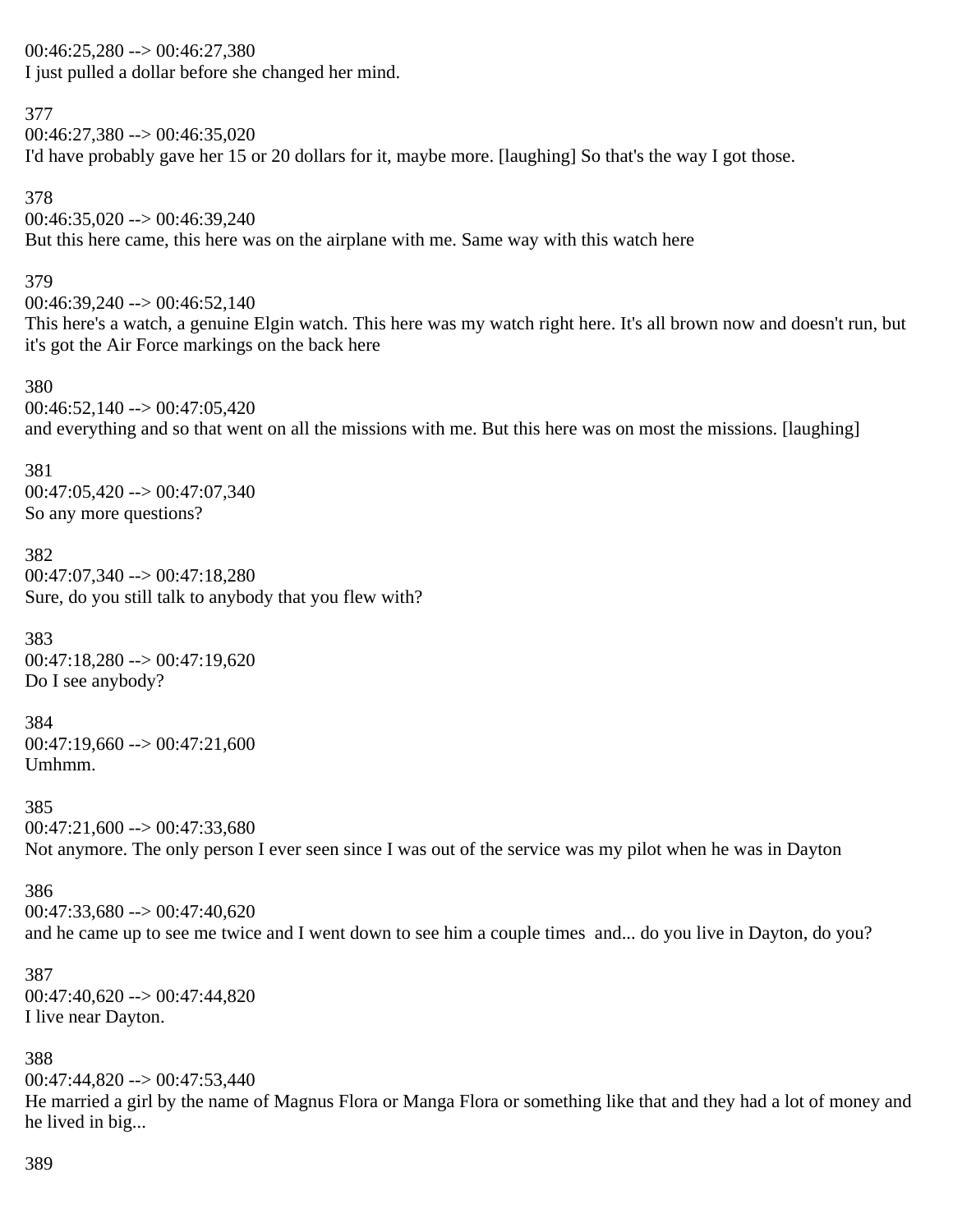00:46:25,280 --> 00:46:27,380
I just pulled a dollar before she changed her mind.

377
00:46:27,380 --> 00:46:35,020
I'd have probably gave her 15 or 20 dollars for it, maybe more. [laughing] So that's the way I got those.

378
00:46:35,020 --> 00:46:39,240
But this here came, this here was on the airplane with me. Same way with this watch here

379
00:46:39,240 --> 00:46:52,140
This here's a watch, a genuine Elgin watch. This here was my watch right here. It's all brown now and doesn't run, but it's got the Air Force markings on the back here

380
00:46:52,140 --> 00:47:05,420
and everything and so that went on all the missions with me. But this here was on most the missions. [laughing]

381
00:47:05,420 --> 00:47:07,340
So any more questions?

382
00:47:07,340 --> 00:47:18,280
Sure, do you still talk to anybody that you flew with?

383
00:47:18,280 --> 00:47:19,620
Do I see anybody?

384
00:47:19,660 --> 00:47:21,600
Umhmm.

385
00:47:21,600 --> 00:47:33,680
Not anymore. The only person I ever seen since I was out of the service was my pilot when he was in Dayton

386
00:47:33,680 --> 00:47:40,620
and he came up to see me twice and I went down to see him a couple times and... do you live in Dayton, do you?

387
00:47:40,620 --> 00:47:44,820
I live near Dayton.

388
00:47:44,820 --> 00:47:53,440
He married a girl by the name of Magnus Flora or Manga Flora or something like that and they had a lot of money and he lived in big...

389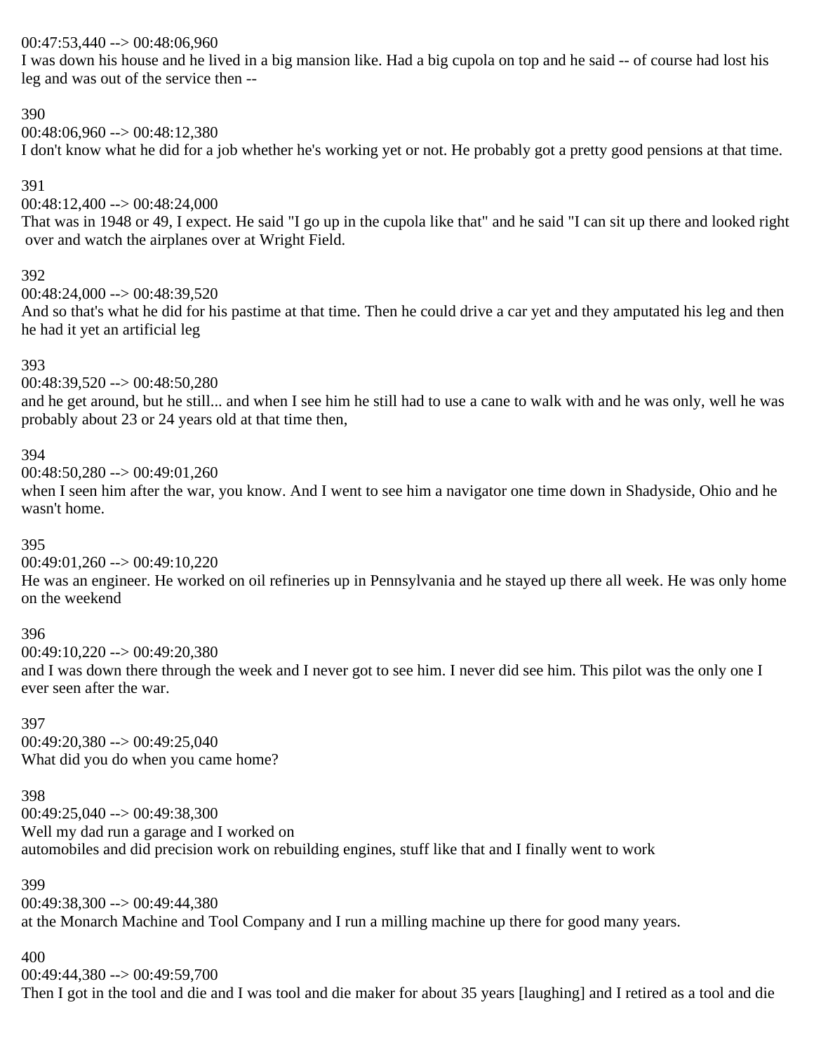00:47:53,440 --> 00:48:06,960
I was down his house and he lived in a big mansion like. Had a big cupola on top and he said -- of course had lost his leg and was out of the service then --

390
00:48:06,960 --> 00:48:12,380
I don't know what he did for a job whether he's working yet or not. He probably got a pretty good pensions at that time.

391
00:48:12,400 --> 00:48:24,000
That was in 1948 or 49, I expect. He said "I go up in the cupola like that" and he said "I can sit up there and looked right over and watch the airplanes over at Wright Field.

392
00:48:24,000 --> 00:48:39,520
And so that's what he did for his pastime at that time. Then he could drive a car yet and they amputated his leg and then he had it yet an artificial leg

393
00:48:39,520 --> 00:48:50,280
and he get around, but he still... and when I see him he still had to use a cane to walk with and he was only, well he was probably about 23 or 24 years old at that time then,

394
00:48:50,280 --> 00:49:01,260
when I seen him after the war, you know. And I went to see him a navigator one time down in Shadyside, Ohio and he wasn't home.

395
00:49:01,260 --> 00:49:10,220
He was an engineer. He worked on oil refineries up in Pennsylvania and he stayed up there all week. He was only home on the weekend

396
00:49:10,220 --> 00:49:20,380
and I was down there through the week and I never got to see him. I never did see him. This pilot was the only one I ever seen after the war.

397
00:49:20,380 --> 00:49:25,040
What did you do when you came home?

398
00:49:25,040 --> 00:49:38,300
Well my dad run a garage and I worked on
automobiles and did precision work on rebuilding engines, stuff like that and I finally went to work

399
00:49:38,300 --> 00:49:44,380
at the Monarch Machine and Tool Company and I run a milling machine up there for good many years.

400
00:49:44,380 --> 00:49:59,700
Then I got in the tool and die and I was tool and die maker for about 35 years [laughing] and I retired as a tool and die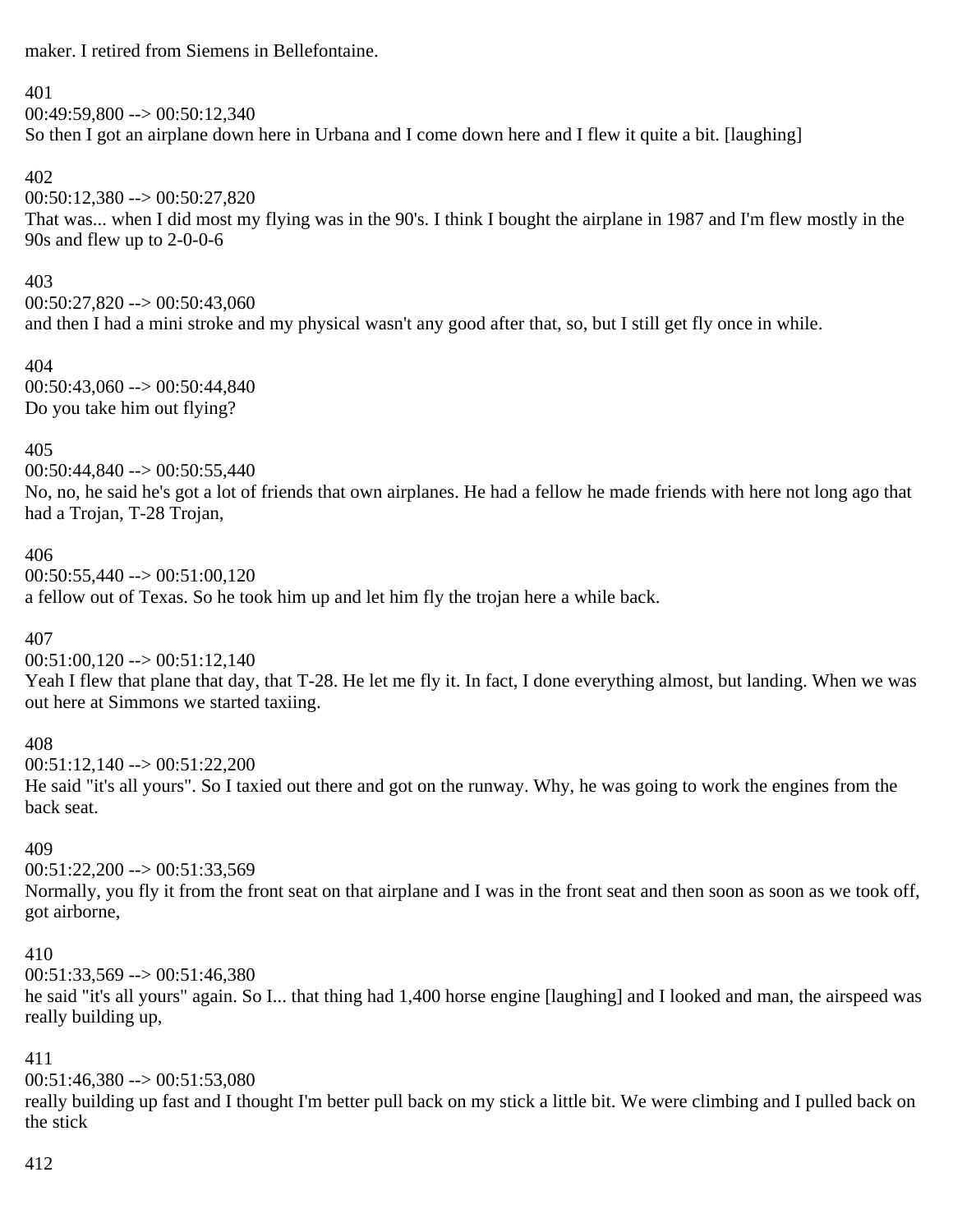maker. I retired from Siemens in Bellefontaine.

401
00:49:59,800 --> 00:50:12,340
So then I got an airplane down here in Urbana and I come down here and I flew it quite a bit. [laughing]

402
00:50:12,380 --> 00:50:27,820
That was... when I did most my flying was in the 90's. I think I bought the airplane in 1987 and I'm flew mostly in the 90s and flew up to 2-0-0-6

403
00:50:27,820 --> 00:50:43,060
and then I had a mini stroke and my physical wasn't any good after that, so, but I still get fly once in while.

404
00:50:43,060 --> 00:50:44,840
Do you take him out flying?

405
00:50:44,840 --> 00:50:55,440
No, no, he said he's got a lot of friends that own airplanes. He had a fellow he made friends with here not long ago that had a Trojan, T-28 Trojan,

406
00:50:55,440 --> 00:51:00,120
a fellow out of Texas. So he took him up and let him fly the trojan here a while back.

407
00:51:00,120 --> 00:51:12,140
Yeah I flew that plane that day, that T-28. He let me fly it. In fact, I done everything almost, but landing. When we was out here at Simmons we started taxiing.

408
00:51:12,140 --> 00:51:22,200
He said "it's all yours". So I taxied out there and got on the runway. Why, he was going to work the engines from the back seat.

409
00:51:22,200 --> 00:51:33,569
Normally, you fly it from the front seat on that airplane and I was in the front seat and then soon as soon as we took off, got airborne,

410
00:51:33,569 --> 00:51:46,380
he said "it's all yours" again. So I... that thing had 1,400 horse engine [laughing] and I looked and man, the airspeed was really building up,

411
00:51:46,380 --> 00:51:53,080
really building up fast and I thought I'm better pull back on my stick a little bit. We were climbing and I pulled back on the stick

412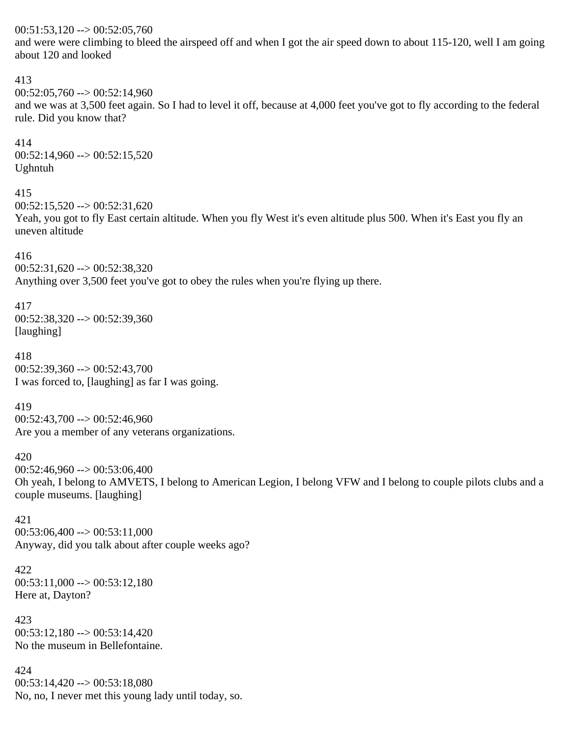00:51:53,120 --> 00:52:05,760
and were were climbing to bleed the airspeed off and when I got the air speed down to about 115-120, well I am going about 120 and looked

413
00:52:05,760 --> 00:52:14,960
and we was at 3,500 feet again. So I had to level it off, because at 4,000 feet you've got to fly according to the federal rule. Did you know that?

414
00:52:14,960 --> 00:52:15,520
Ughntuh

415
00:52:15,520 --> 00:52:31,620
Yeah, you got to fly East certain altitude. When you fly West it's even altitude plus 500. When it's East you fly an uneven altitude

416
00:52:31,620 --> 00:52:38,320
Anything over 3,500 feet you've got to obey the rules when you're flying up there.

417
00:52:38,320 --> 00:52:39,360
[laughing]

418
00:52:39,360 --> 00:52:43,700
I was forced to, [laughing] as far I was going.

419
00:52:43,700 --> 00:52:46,960
Are you a member of any veterans organizations.

420
00:52:46,960 --> 00:53:06,400
Oh yeah, I belong to AMVETS, I belong to American Legion, I belong VFW and I belong to couple pilots clubs and a couple museums. [laughing]

421
00:53:06,400 --> 00:53:11,000
Anyway, did you talk about after couple weeks ago?

422
00:53:11,000 --> 00:53:12,180
Here at, Dayton?

423
00:53:12,180 --> 00:53:14,420
No the museum in Bellefontaine.

424
00:53:14,420 --> 00:53:18,080
No, no, I never met this young lady until today, so.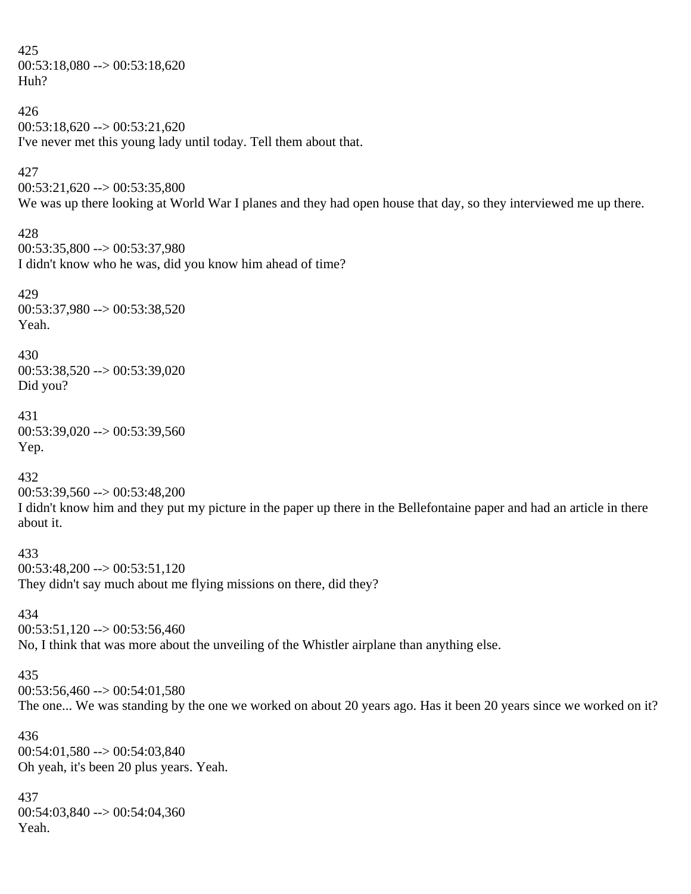425
00:53:18,080 --> 00:53:18,620
Huh?

426
00:53:18,620 --> 00:53:21,620
I've never met this young lady until today. Tell them about that.

427
00:53:21,620 --> 00:53:35,800
We was up there looking at World War I planes and they had open house that day, so they interviewed me up there.

428
00:53:35,800 --> 00:53:37,980
I didn't know who he was, did you know him ahead of time?

429
00:53:37,980 --> 00:53:38,520
Yeah.

430
00:53:38,520 --> 00:53:39,020
Did you?

431
00:53:39,020 --> 00:53:39,560
Yep.

432
00:53:39,560 --> 00:53:48,200
I didn't know him and they put my picture in the paper up there in the Bellefontaine paper and had an article in there about it.

433
00:53:48,200 --> 00:53:51,120
They didn't say much about me flying missions on there, did they?

434
00:53:51,120 --> 00:53:56,460
No, I think that was more about the unveiling of the Whistler airplane than anything else.

435
00:53:56,460 --> 00:54:01,580
The one... We was standing by the one we worked on about 20 years ago. Has it been 20 years since we worked on it?

436
00:54:01,580 --> 00:54:03,840
Oh yeah, it's been 20 plus years. Yeah.

437
00:54:03,840 --> 00:54:04,360
Yeah.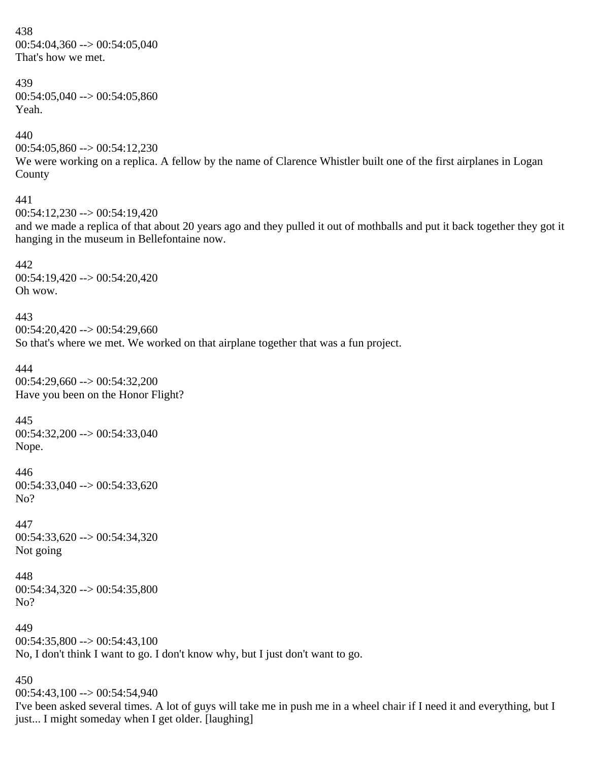438
00:54:04,360 --> 00:54:05,040
That's how we met.

439
00:54:05,040 --> 00:54:05,860
Yeah.

440
00:54:05,860 --> 00:54:12,230
We were working on a replica. A fellow by the name of Clarence Whistler built one of the first airplanes in Logan County

441
00:54:12,230 --> 00:54:19,420
and we made a replica of that about 20 years ago and they pulled it out of mothballs and put it back together they got it hanging in the museum in Bellefontaine now.

442
00:54:19,420 --> 00:54:20,420
Oh wow.

443
00:54:20,420 --> 00:54:29,660
So that's where we met. We worked on that airplane together that was a fun project.

444
00:54:29,660 --> 00:54:32,200
Have you been on the Honor Flight?

445
00:54:32,200 --> 00:54:33,040
Nope.

446
00:54:33,040 --> 00:54:33,620
No?

447
00:54:33,620 --> 00:54:34,320
Not going

448
00:54:34,320 --> 00:54:35,800
No?

449
00:54:35,800 --> 00:54:43,100
No, I don't think I want to go. I don't know why, but I just don't want to go.

450
00:54:43,100 --> 00:54:54,940
I've been asked several times. A lot of guys will take me in push me in a wheel chair if I need it and everything, but I just... I might someday when I get older. [laughing]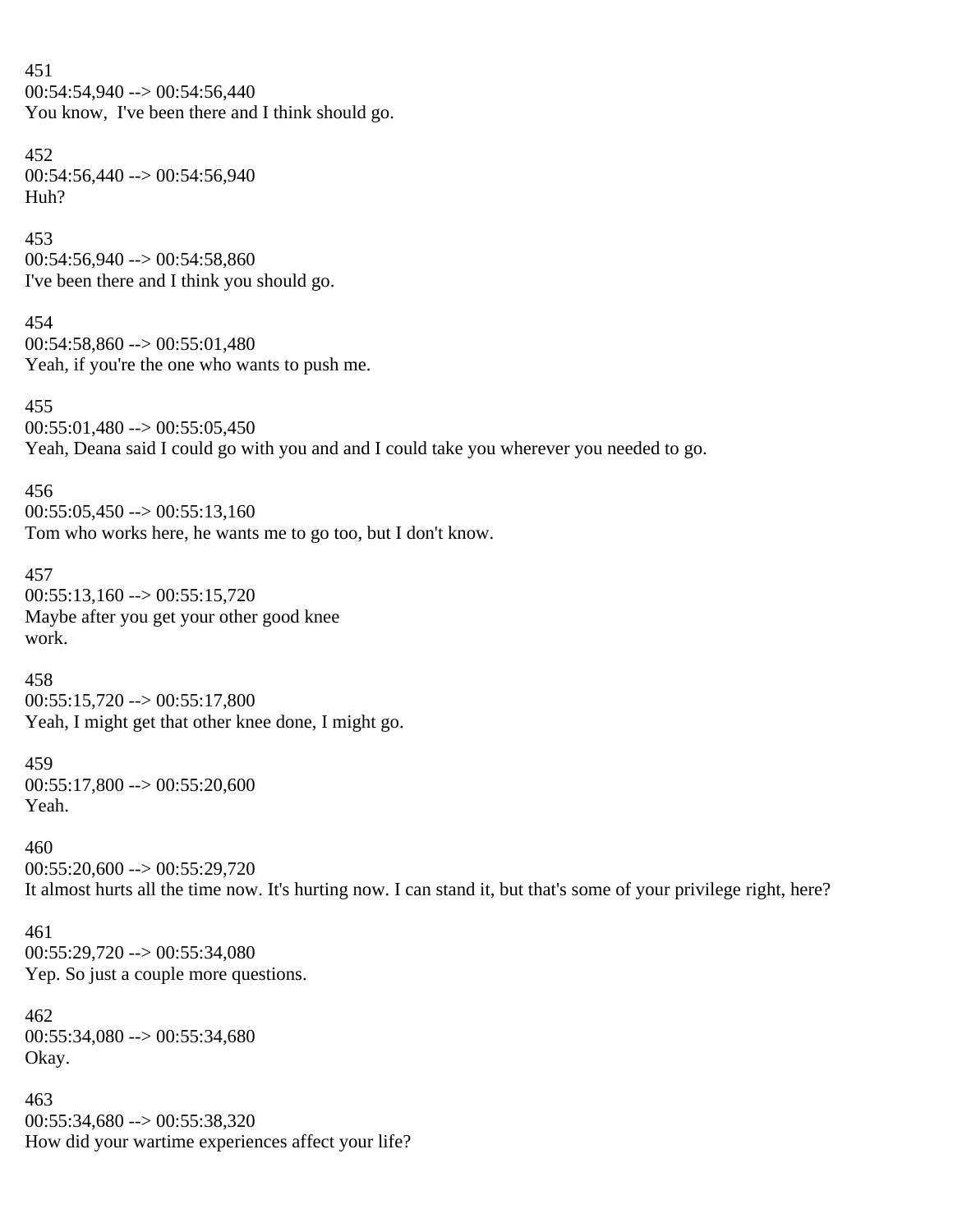451
00:54:54,940 --> 00:54:56,440
You know,  I've been there and I think should go.

452
00:54:56,440 --> 00:54:56,940
Huh?

453
00:54:56,940 --> 00:54:58,860
I've been there and I think you should go.

454
00:54:58,860 --> 00:55:01,480
Yeah, if you're the one who wants to push me.

455
00:55:01,480 --> 00:55:05,450
Yeah, Deana said I could go with you and and I could take you wherever you needed to go.

456
00:55:05,450 --> 00:55:13,160
Tom who works here, he wants me to go too, but I don't know.

457
00:55:13,160 --> 00:55:15,720
Maybe after you get your other good knee
work.

458
00:55:15,720 --> 00:55:17,800
Yeah, I might get that other knee done, I might go.

459
00:55:17,800 --> 00:55:20,600
Yeah.

460
00:55:20,600 --> 00:55:29,720
It almost hurts all the time now. It's hurting now. I can stand it, but that's some of your privilege right, here?

461
00:55:29,720 --> 00:55:34,080
Yep. So just a couple more questions.

462
00:55:34,080 --> 00:55:34,680
Okay.

463
00:55:34,680 --> 00:55:38,320
How did your wartime experiences affect your life?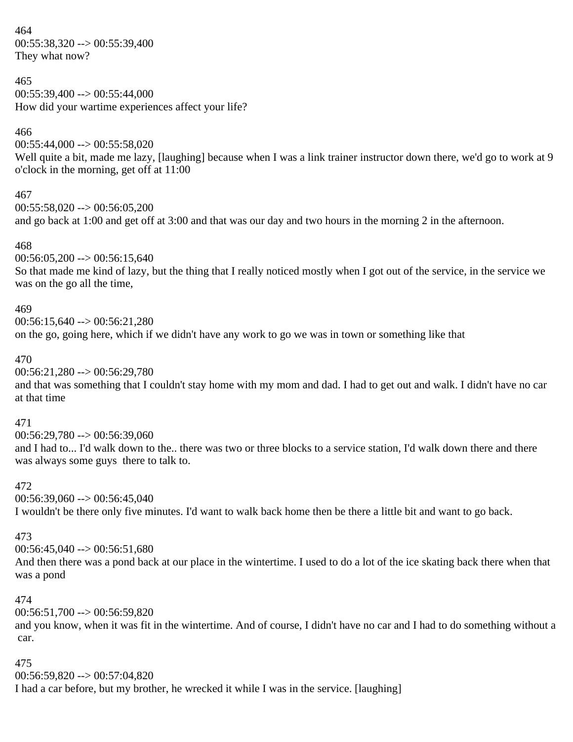464
00:55:38,320 --> 00:55:39,400
They what now?

465
00:55:39,400 --> 00:55:44,000
How did your wartime experiences affect your life?

466
00:55:44,000 --> 00:55:58,020
Well quite a bit, made me lazy, [laughing] because when I was a link trainer instructor down there, we'd go to work at 9 o'clock in the morning, get off at 11:00

467
00:55:58,020 --> 00:56:05,200
and go back at 1:00 and get off at 3:00 and that was our day and two hours in the morning 2 in the afternoon.

468
00:56:05,200 --> 00:56:15,640
So that made me kind of lazy, but the thing that I really noticed mostly when I got out of the service, in the service we was on the go all the time,

469
00:56:15,640 --> 00:56:21,280
on the go, going here, which if we didn't have any work to go we was in town or something like that

470
00:56:21,280 --> 00:56:29,780
and that was something that I couldn't stay home with my mom and dad. I had to get out and walk. I didn't have no car at that time

471
00:56:29,780 --> 00:56:39,060
and I had to... I'd walk down to the.. there was two or three blocks to a service station, I'd walk down there and there was always some guys there to talk to.

472
00:56:39,060 --> 00:56:45,040
I wouldn't be there only five minutes. I'd want to walk back home then be there a little bit and want to go back.

473
00:56:45,040 --> 00:56:51,680
And then there was a pond back at our place in the wintertime. I used to do a lot of the ice skating back there when that was a pond

474
00:56:51,700 --> 00:56:59,820
and you know, when it was fit in the wintertime. And of course, I didn't have no car and I had to do something without a car.

475
00:56:59,820 --> 00:57:04,820
I had a car before, but my brother, he wrecked it while I was in the service. [laughing]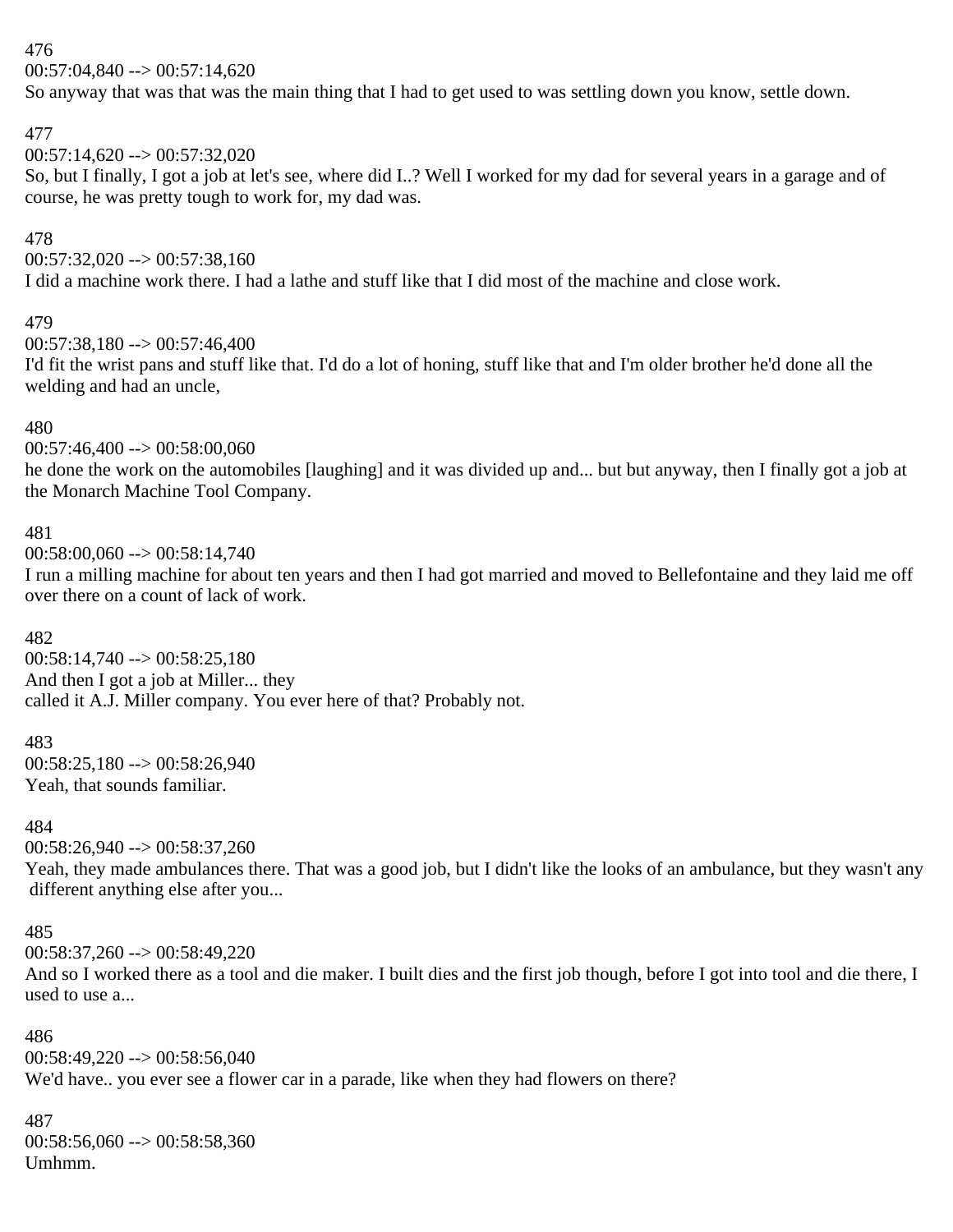476
00:57:04,840 --> 00:57:14,620
So anyway that was that was the main thing that I had to get used to was settling down you know, settle down.

477
00:57:14,620 --> 00:57:32,020
So, but I finally, I got a job at let's see, where did I..? Well I worked for my dad for several years in a garage and of course, he was pretty tough to work for, my dad was.

478
00:57:32,020 --> 00:57:38,160
I did a machine work there. I had a lathe and stuff like that I did most of the machine and close work.

479
00:57:38,180 --> 00:57:46,400
I'd fit the wrist pans and stuff like that. I'd do a lot of honing, stuff like that and I'm older brother he'd done all the welding and had an uncle,

480
00:57:46,400 --> 00:58:00,060
he done the work on the automobiles [laughing] and it was divided up and... but but anyway, then I finally got a job at the Monarch Machine Tool Company.

481
00:58:00,060 --> 00:58:14,740
I run a milling machine for about ten years and then I had got married and moved to Bellefontaine and they laid me off over there on a count of lack of work.

482
00:58:14,740 --> 00:58:25,180
And then I got a job at Miller... they
called it A.J. Miller company. You ever here of that? Probably not.

483
00:58:25,180 --> 00:58:26,940
Yeah, that sounds familiar.

484
00:58:26,940 --> 00:58:37,260
Yeah, they made ambulances there. That was a good job, but I didn't like the looks of an ambulance, but they wasn't any different anything else after you...

485
00:58:37,260 --> 00:58:49,220
And so I worked there as a tool and die maker. I built dies and the first job though, before I got into tool and die there, I used to use a...

486
00:58:49,220 --> 00:58:56,040
We'd have.. you ever see a flower car in a parade, like when they had flowers on there?

487
00:58:56,060 --> 00:58:58,360
Umhmm.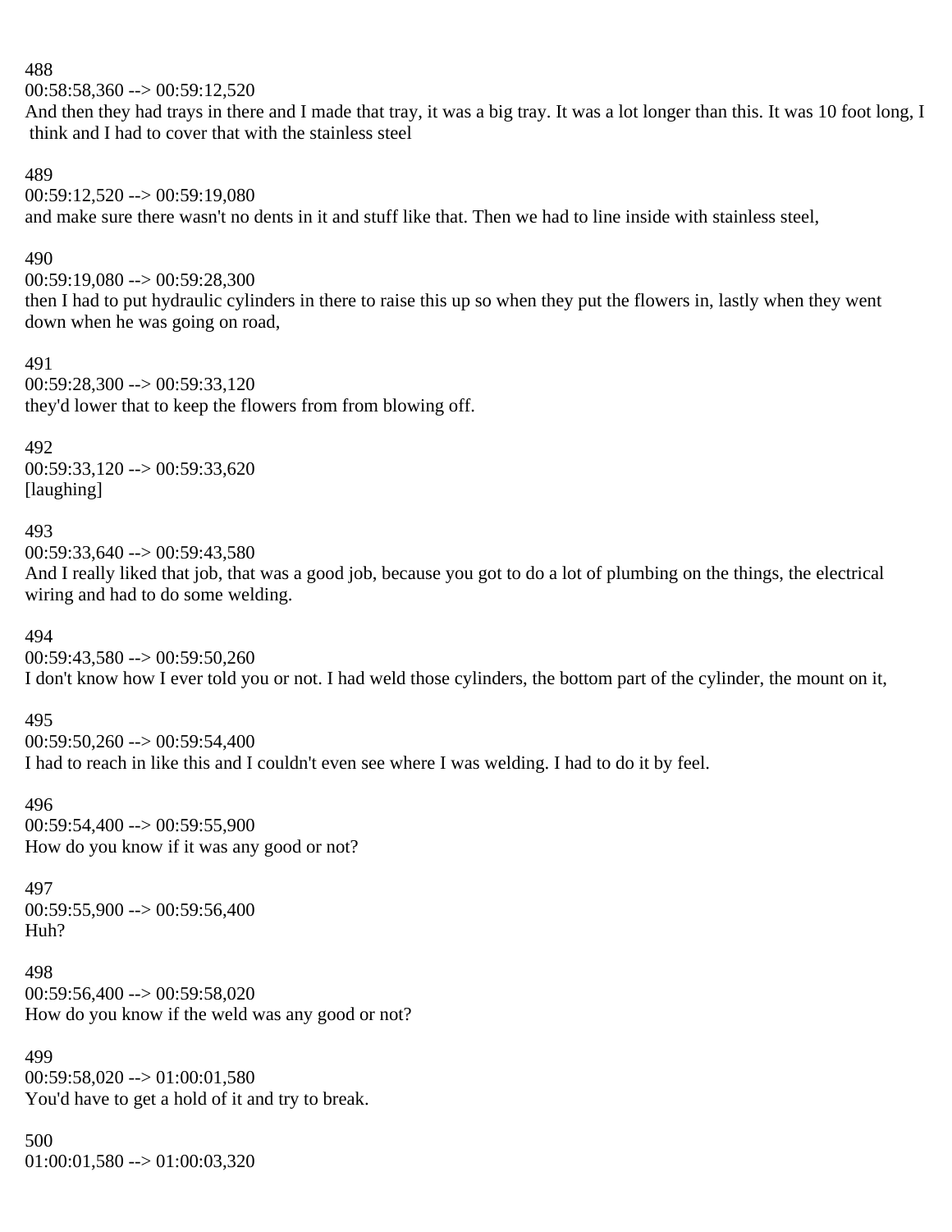488
00:58:58,360 --> 00:59:12,520
And then they had trays in there and I made that tray, it was a big tray. It was a lot longer than this. It was 10 foot long, I think and I had to cover that with the stainless steel

489
00:59:12,520 --> 00:59:19,080
and make sure there wasn't no dents in it and stuff like that. Then we had to line inside with stainless steel,

490
00:59:19,080 --> 00:59:28,300
then I had to put hydraulic cylinders in there to raise this up so when they put the flowers in, lastly when they went down when he was going on road,

491
00:59:28,300 --> 00:59:33,120
they'd lower that to keep the flowers from from blowing off.

492
00:59:33,120 --> 00:59:33,620
[laughing]

493
00:59:33,640 --> 00:59:43,580
And I really liked that job, that was a good job, because you got to do a lot of plumbing on the things, the electrical wiring and had to do some welding.

494
00:59:43,580 --> 00:59:50,260
I don't know how I ever told you or not. I had weld those cylinders, the bottom part of the cylinder, the mount on it,

495
00:59:50,260 --> 00:59:54,400
I had to reach in like this and I couldn't even see where I was welding. I had to do it by feel.

496
00:59:54,400 --> 00:59:55,900
How do you know if it was any good or not?

497
00:59:55,900 --> 00:59:56,400
Huh?

498
00:59:56,400 --> 00:59:58,020
How do you know if the weld was any good or not?

499
00:59:58,020 --> 01:00:01,580
You'd have to get a hold of it and try to break.

500
01:00:01,580 --> 01:00:03,320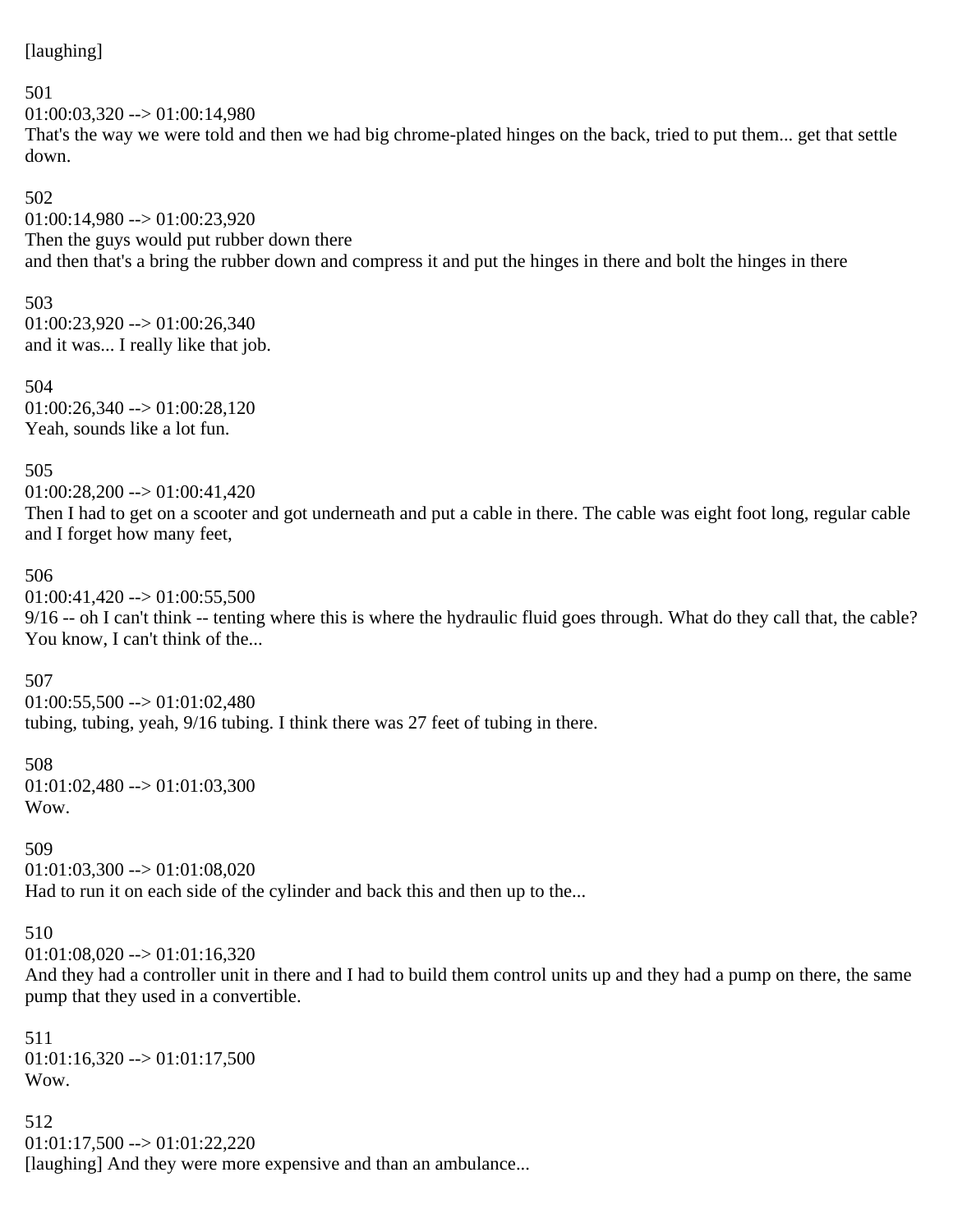[laughing]

501
01:00:03,320 --> 01:00:14,980
That's the way we were told and then we had big chrome-plated hinges on the back, tried to put them... get that settle down.

502
01:00:14,980 --> 01:00:23,920
Then the guys would put rubber down there
and then that's a bring the rubber down and compress it and put the hinges in there and bolt the hinges in there

503
01:00:23,920 --> 01:00:26,340
and it was... I really like that job.

504
01:00:26,340 --> 01:00:28,120
Yeah, sounds like a lot fun.

505
01:00:28,200 --> 01:00:41,420
Then I had to get on a scooter and got underneath and put a cable in there. The cable was eight foot long, regular cable and I forget how many feet,

506
01:00:41,420 --> 01:00:55,500
9/16 -- oh I can't think -- tenting where this is where the hydraulic fluid goes through. What do they call that, the cable? You know, I can't think of the...

507
01:00:55,500 --> 01:01:02,480
tubing, tubing, yeah, 9/16 tubing. I think there was 27 feet of tubing in there.

508
01:01:02,480 --> 01:01:03,300
Wow.

509
01:01:03,300 --> 01:01:08,020
Had to run it on each side of the cylinder and back this and then up to the...

510
01:01:08,020 --> 01:01:16,320
And they had a controller unit in there and I had to build them control units up and they had a pump on there, the same pump that they used in a convertible.

511
01:01:16,320 --> 01:01:17,500
Wow.

512
01:01:17,500 --> 01:01:22,220
[laughing] And they were more expensive and than an ambulance...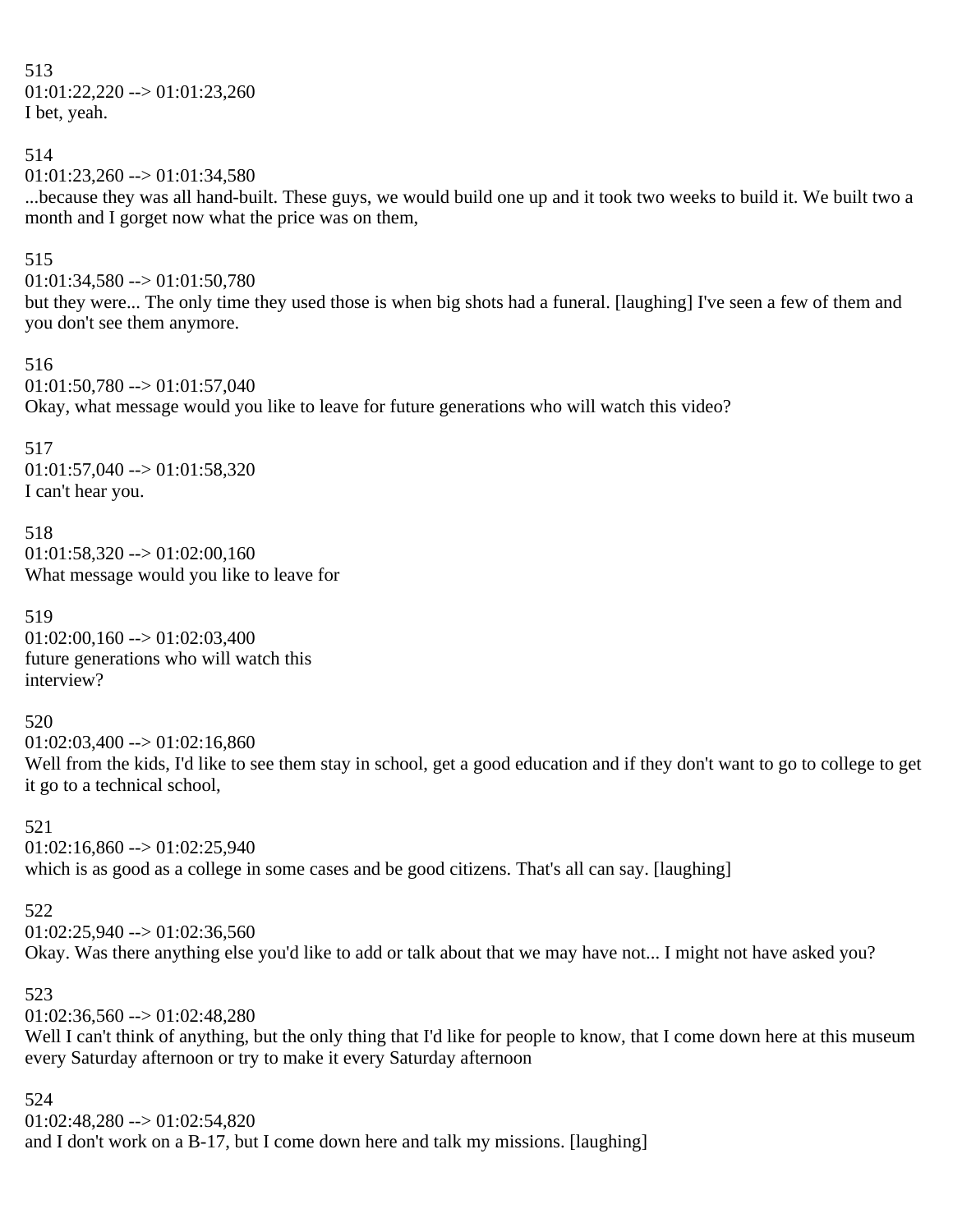513
01:01:22,220 --> 01:01:23,260
I bet, yeah.

514
01:01:23,260 --> 01:01:34,580
...because they was all hand-built. These guys, we would build one up and it took two weeks to build it. We built two a month and I gorget now what the price was on them,

515
01:01:34,580 --> 01:01:50,780
but they were... The only time they used those is when big shots had a funeral. [laughing] I've seen a few of them and you don't see them anymore.

516
01:01:50,780 --> 01:01:57,040
Okay, what message would you like to leave for future generations who will watch this video?

517
01:01:57,040 --> 01:01:58,320
I can't hear you.

518
01:01:58,320 --> 01:02:00,160
What message would you like to leave for

519
01:02:00,160 --> 01:02:03,400
future generations who will watch this
interview?

520
01:02:03,400 --> 01:02:16,860
Well from the kids, I'd like to see them stay in school, get a good education and if they don't want to go to college to get it go to a technical school,

521
01:02:16,860 --> 01:02:25,940
which is as good as a college in some cases and be good citizens. That's all can say. [laughing]

522
01:02:25,940 --> 01:02:36,560
Okay. Was there anything else you'd like to add or talk about that we may have not... I might not have asked you?

523
01:02:36,560 --> 01:02:48,280
Well I can't think of anything, but the only thing that I'd like for people to know, that I come down here at this museum every Saturday afternoon or try to make it every Saturday afternoon

524
01:02:48,280 --> 01:02:54,820
and I don't work on a B-17, but I come down here and talk my missions. [laughing]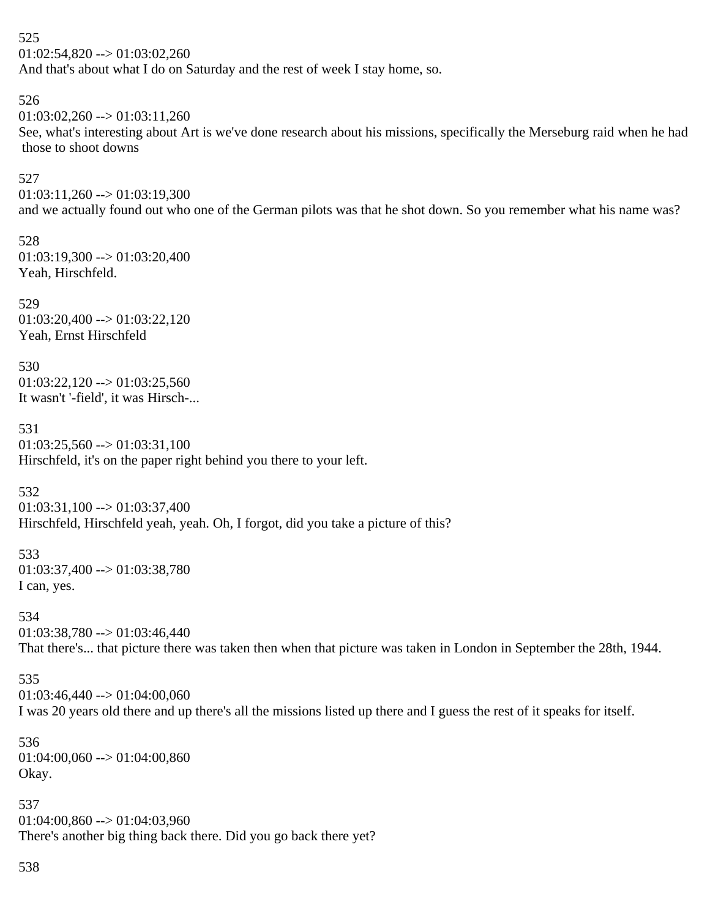525
01:02:54,820 --> 01:03:02,260
And that's about what I do on Saturday and the rest of week I stay home, so.

526
01:03:02,260 --> 01:03:11,260
See, what's interesting about Art is we've done research about his missions, specifically the Merseburg raid when he had those to shoot downs

527
01:03:11,260 --> 01:03:19,300
and we actually found out who one of the German pilots was that he shot down. So you remember what his name was?

528
01:03:19,300 --> 01:03:20,400
Yeah, Hirschfeld.

529
01:03:20,400 --> 01:03:22,120
Yeah, Ernst Hirschfeld

530
01:03:22,120 --> 01:03:25,560
It wasn't '-field', it was Hirsch-...

531
01:03:25,560 --> 01:03:31,100
Hirschfeld, it's on the paper right behind you there to your left.

532
01:03:31,100 --> 01:03:37,400
Hirschfeld, Hirschfeld yeah, yeah. Oh, I forgot, did you take a picture of this?

533
01:03:37,400 --> 01:03:38,780
I can, yes.

534
01:03:38,780 --> 01:03:46,440
That there's... that picture there was taken then when that picture was taken in London in September the 28th, 1944.

535
01:03:46,440 --> 01:04:00,060
I was 20 years old there and up there's all the missions listed up there and I guess the rest of it speaks for itself.

536
01:04:00,060 --> 01:04:00,860
Okay.

537
01:04:00,860 --> 01:04:03,960
There's another big thing back there. Did you go back there yet?

538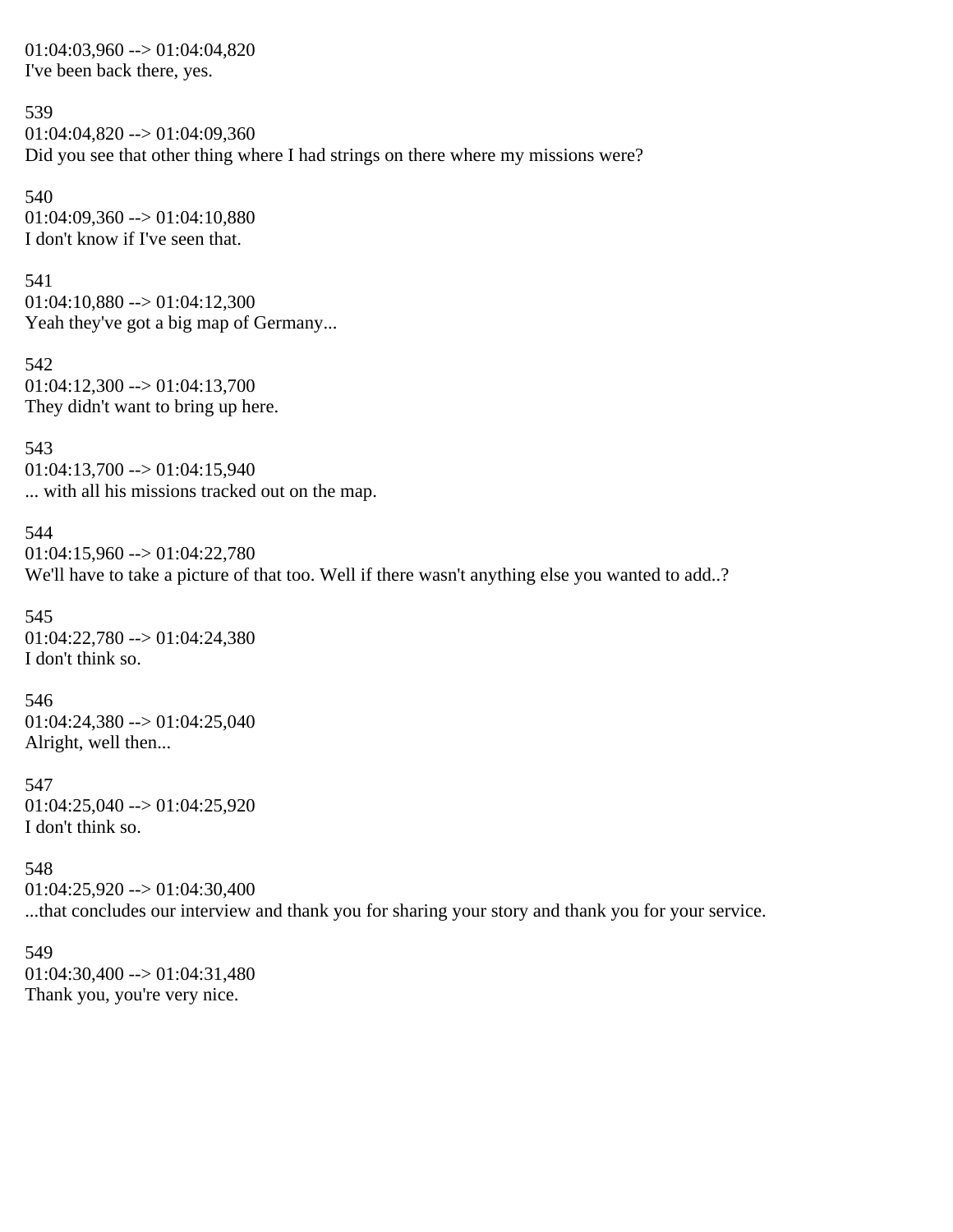01:04:03,960 --> 01:04:04,820
I've been back there, yes.

539
01:04:04,820 --> 01:04:09,360
Did you see that other thing where I had strings on there where my missions were?

540
01:04:09,360 --> 01:04:10,880
I don't know if I've seen that.

541
01:04:10,880 --> 01:04:12,300
Yeah they've got a big map of Germany...

542
01:04:12,300 --> 01:04:13,700
They didn't want to bring up here.

543
01:04:13,700 --> 01:04:15,940
... with all his missions tracked out on the map.

544
01:04:15,960 --> 01:04:22,780
We'll have to take a picture of that too. Well if there wasn't anything else you wanted to add..?

545
01:04:22,780 --> 01:04:24,380
I don't think so.

546
01:04:24,380 --> 01:04:25,040
Alright, well then...

547
01:04:25,040 --> 01:04:25,920
I don't think so.

548
01:04:25,920 --> 01:04:30,400
...that concludes our interview and thank you for sharing your story and thank you for your service.

549
01:04:30,400 --> 01:04:31,480
Thank you, you're very nice.